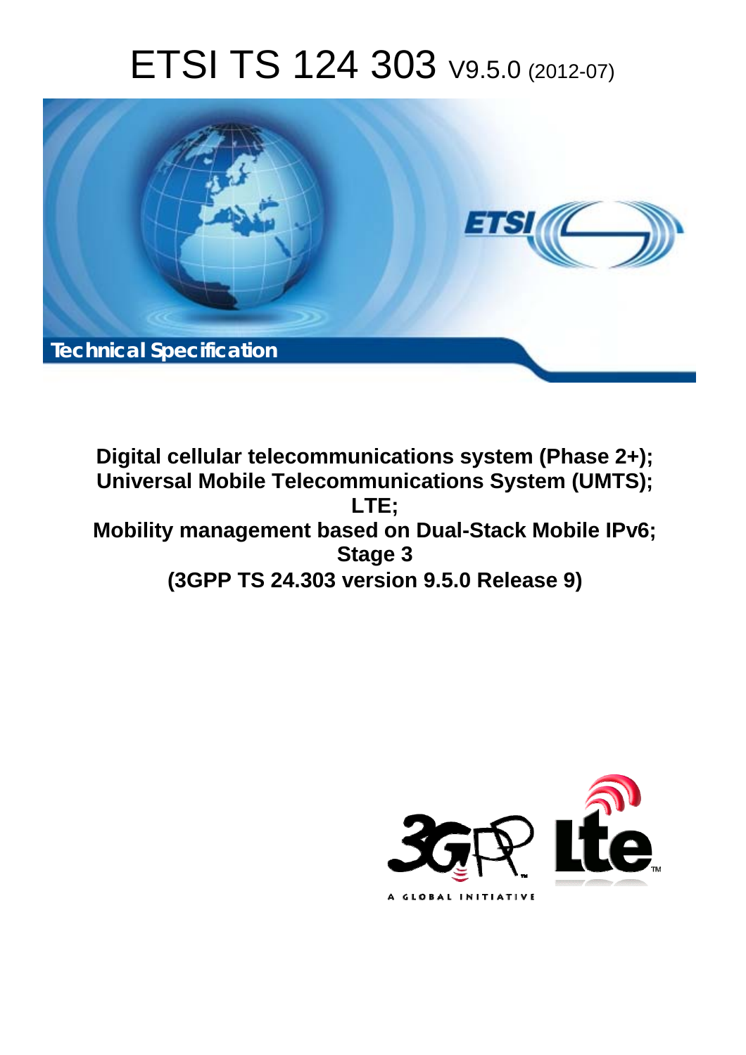# ETSI TS 124 303 V9.5.0 (2012-07)

Technical Specification

**Digital cellular telecommunications system (Phase 2+); Universal Mobile Telecommunications System (UMTS); LTE; Mobility management based on Dual-Stack Mobile IPv6; Stage 3 (3GPP TS 24.303 version 9.5.0 Release 9)**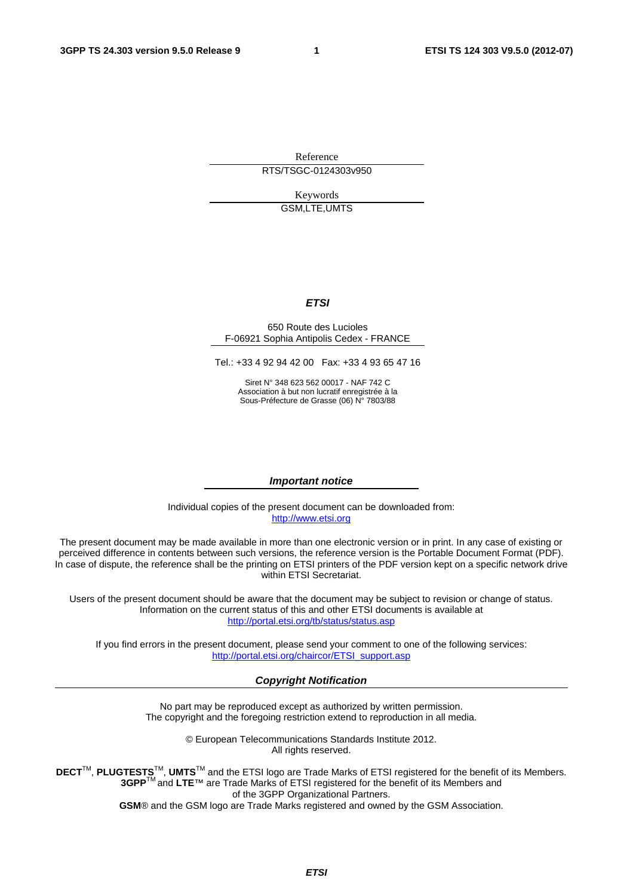Reference

RTS/TSGC-0124303v950

Keywords

GSM,LTE,UMTS

***ETSI***

650 Route des Lucioles
F-06921 Sophia Antipolis Cedex - FRANCE

Tel.: +33 4 92 94 42 00 Fax: +33 4 93 65 47 16

Siret N° 348 623 562 00017 - NAF 742 C
Association à but non lucratif enregistrée à la
Sous-Préfecture de Grasse (06) N° 7803/88

***Important notice***

Individual copies of the present document can be downloaded from:
http://www.etsi.org

The present document may be made available in more than one electronic version or in print. In any case of existing or perceived difference in contents between such versions, the reference version is the Portable Document Format (PDF). In case of dispute, the reference shall be the printing on ETSI printers of the PDF version kept on a specific network drive within ETSI Secretariat.

Users of the present document should be aware that the document may be subject to revision or change of status. Information on the current status of this and other ETSI documents is available at
http://portal.etsi.org/tb/status/status.asp

If you find errors in the present document, please send your comment to one of the following services:
http://portal.etsi.org/chaircor/ETSI_support.asp

***Copyright Notification***

No part may be reproduced except as authorized by written permission.
The copyright and the foregoing restriction extend to reproduction in all media.

© European Telecommunications Standards Institute 2012.
All rights reserved.

**DECT**™, **PLUGTESTS**™, **UMTS**™ and the ETSI logo are Trade Marks of ETSI registered for the benefit of its Members.
**3GPP**™ and **LTE**™ are Trade Marks of ETSI registered for the benefit of its Members and of the 3GPP Organizational Partners.
**GSM**® and the GSM logo are Trade Marks registered and owned by the GSM Association.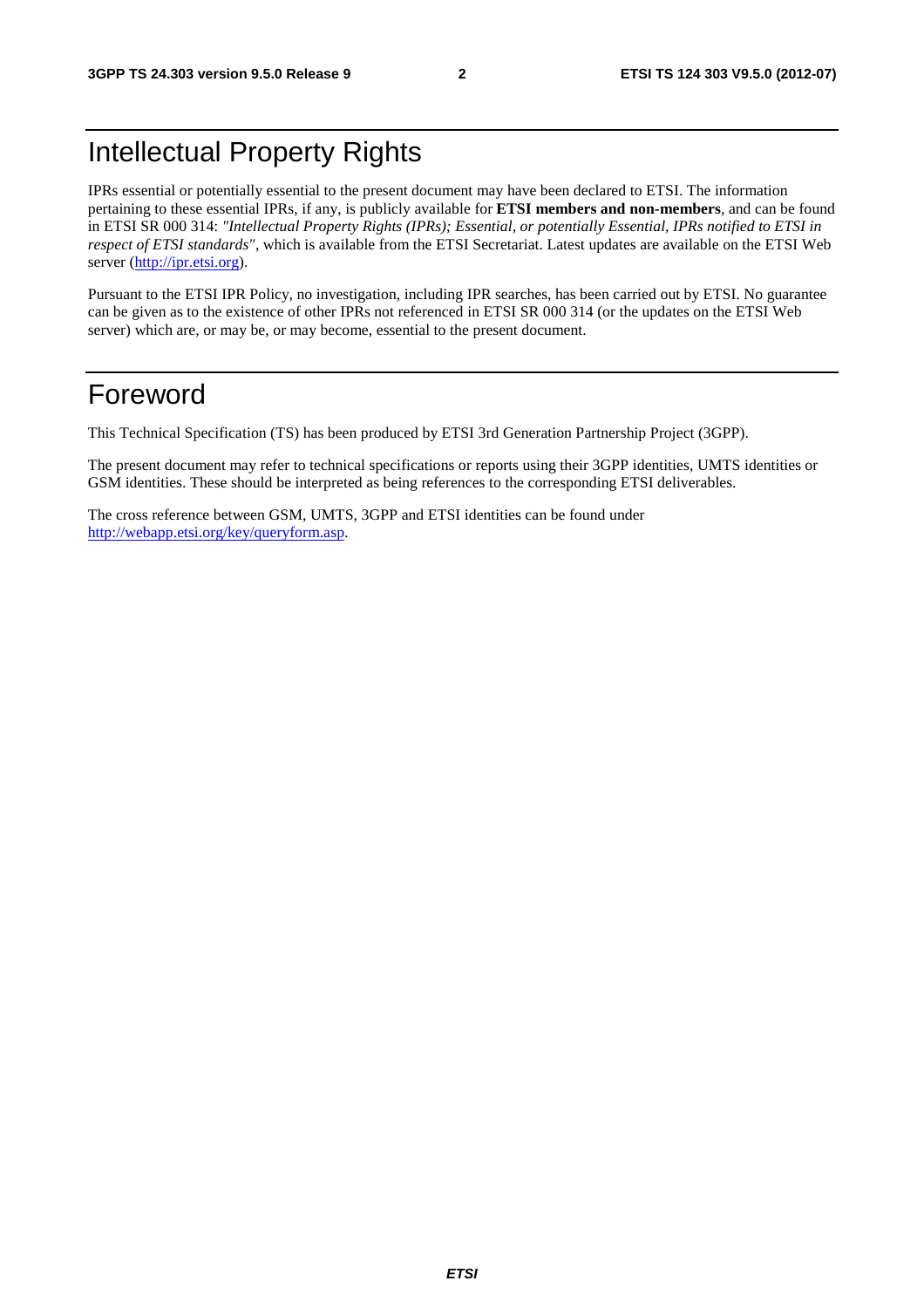# Intellectual Property Rights

IPRs essential or potentially essential to the present document may have been declared to ETSI. The information pertaining to these essential IPRs, if any, is publicly available for **ETSI members and non-members**, and can be found in ETSI SR 000 314: *"Intellectual Property Rights (IPRs); Essential, or potentially Essential, IPRs notified to ETSI in respect of ETSI standards"*, which is available from the ETSI Secretariat. Latest updates are available on the ETSI Web server (http://ipr.etsi.org).

Pursuant to the ETSI IPR Policy, no investigation, including IPR searches, has been carried out by ETSI. No guarantee can be given as to the existence of other IPRs not referenced in ETSI SR 000 314 (or the updates on the ETSI Web server) which are, or may be, or may become, essential to the present document.

# Foreword

This Technical Specification (TS) has been produced by ETSI 3rd Generation Partnership Project (3GPP).

The present document may refer to technical specifications or reports using their 3GPP identities, UMTS identities or GSM identities. These should be interpreted as being references to the corresponding ETSI deliverables.

The cross reference between GSM, UMTS, 3GPP and ETSI identities can be found under http://webapp.etsi.org/key/queryform.asp.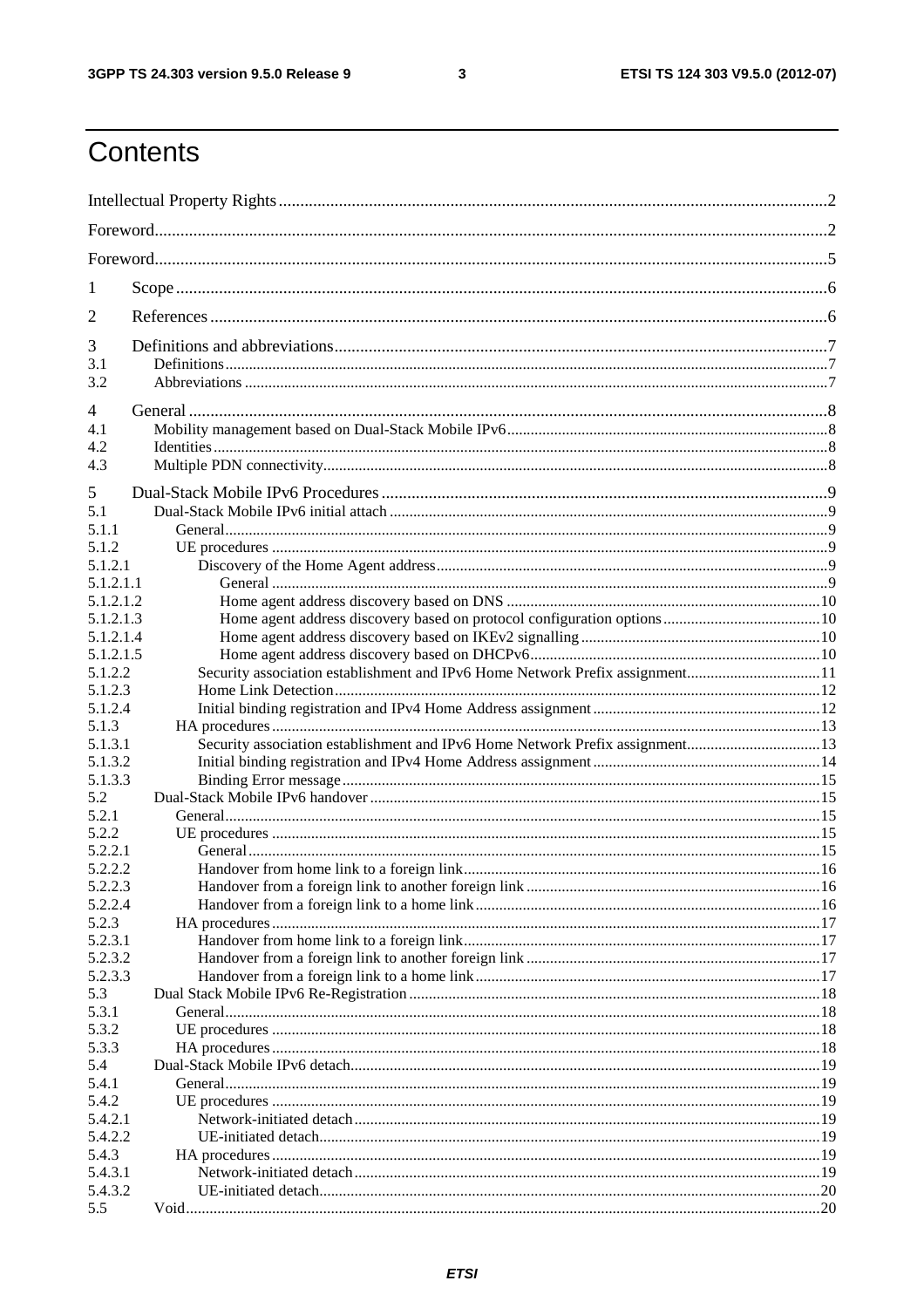# Contents

Intellectual Property Rights ..... 2

Foreword ..... 2

Foreword ..... 5

1 Scope ..... 6

2 References ..... 6

3 Definitions and abbreviations ..... 7
3.1 Definitions ..... 7
3.2 Abbreviations ..... 7

4 General ..... 8
4.1 Mobility management based on Dual-Stack Mobile IPv6 ..... 8
4.2 Identities ..... 8
4.3 Multiple PDN connectivity ..... 8

5 Dual-Stack Mobile IPv6 Procedures ..... 9
5.1 Dual-Stack Mobile IPv6 initial attach ..... 9
5.1.1 General ..... 9
5.1.2 UE procedures ..... 9
5.1.2.1 Discovery of the Home Agent address ..... 9
5.1.2.1.1 General ..... 9
5.1.2.1.2 Home agent address discovery based on DNS ..... 10
5.1.2.1.3 Home agent address discovery based on protocol configuration options ..... 10
5.1.2.1.4 Home agent address discovery based on IKEv2 signalling ..... 10
5.1.2.1.5 Home agent address discovery based on DHCPv6 ..... 10
5.1.2.2 Security association establishment and IPv6 Home Network Prefix assignment ..... 11
5.1.2.3 Home Link Detection ..... 12
5.1.2.4 Initial binding registration and IPv4 Home Address assignment ..... 12
5.1.3 HA procedures ..... 13
5.1.3.1 Security association establishment and IPv6 Home Network Prefix assignment ..... 13
5.1.3.2 Initial binding registration and IPv4 Home Address assignment ..... 14
5.1.3.3 Binding Error message ..... 15
5.2 Dual-Stack Mobile IPv6 handover ..... 15
5.2.1 General ..... 15
5.2.2 UE procedures ..... 15
5.2.2.1 General ..... 15
5.2.2.2 Handover from home link to a foreign link ..... 16
5.2.2.3 Handover from a foreign link to another foreign link ..... 16
5.2.2.4 Handover from a foreign link to a home link ..... 16
5.2.3 HA procedures ..... 17
5.2.3.1 Handover from home link to a foreign link ..... 17
5.2.3.2 Handover from a foreign link to another foreign link ..... 17
5.2.3.3 Handover from a foreign link to a home link ..... 17
5.3 Dual Stack Mobile IPv6 Re-Registration ..... 18
5.3.1 General ..... 18
5.3.2 UE procedures ..... 18
5.3.3 HA procedures ..... 18
5.4 Dual-Stack Mobile IPv6 detach ..... 19
5.4.1 General ..... 19
5.4.2 UE procedures ..... 19
5.4.2.1 Network-initiated detach ..... 19
5.4.2.2 UE-initiated detach ..... 19
5.4.3 HA procedures ..... 19
5.4.3.1 Network-initiated detach ..... 19
5.4.3.2 UE-initiated detach ..... 20
5.5 Void ..... 20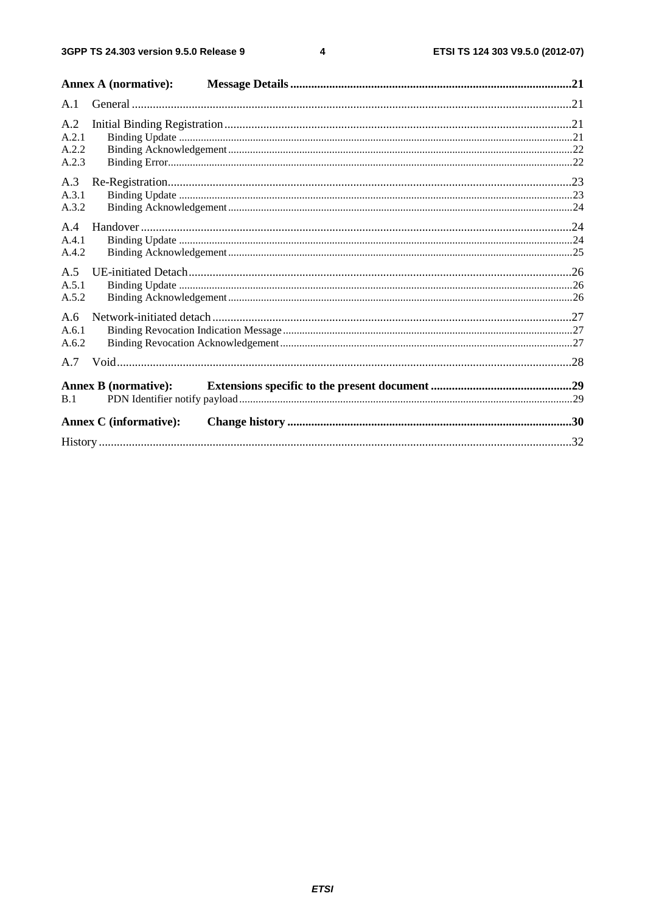Annex A (normative): Message Details ....................................................................................21

A.1 General ....................................................................................21

A.2 Initial Binding Registration ....................................................................................21
A.2.1 Binding Update ....................................................................................21
A.2.2 Binding Acknowledgement ....................................................................................22
A.2.3 Binding Error ....................................................................................22

A.3 Re-Registration ....................................................................................23
A.3.1 Binding Update ....................................................................................23
A.3.2 Binding Acknowledgement ....................................................................................24

A.4 Handover ....................................................................................24
A.4.1 Binding Update ....................................................................................24
A.4.2 Binding Acknowledgement ....................................................................................25

A.5 UE-initiated Detach ....................................................................................26
A.5.1 Binding Update ....................................................................................26
A.5.2 Binding Acknowledgement ....................................................................................26

A.6 Network-initiated detach ....................................................................................27
A.6.1 Binding Revocation Indication Message ....................................................................................27
A.6.2 Binding Revocation Acknowledgement ....................................................................................27

A.7 Void ....................................................................................28

Annex B (normative): Extensions specific to the present document ....................................................................................29
B.1 PDN Identifier notify payload ....................................................................................29

Annex C (informative): Change history ....................................................................................30

History ....................................................................................32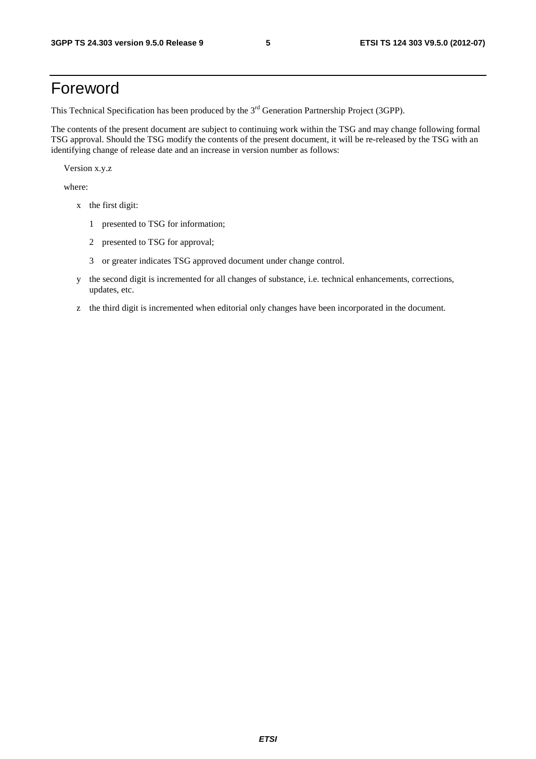# Foreword

This Technical Specification has been produced by the 3rd Generation Partnership Project (3GPP).

The contents of the present document are subject to continuing work within the TSG and may change following formal TSG approval. Should the TSG modify the contents of the present document, it will be re-released by the TSG with an identifying change of release date and an increase in version number as follows:

Version x.y.z

where:

- x the first digit:
  - 1 presented to TSG for information;
  - 2 presented to TSG for approval;
  - 3 or greater indicates TSG approved document under change control.
- y the second digit is incremented for all changes of substance, i.e. technical enhancements, corrections, updates, etc.
- z the third digit is incremented when editorial only changes have been incorporated in the document.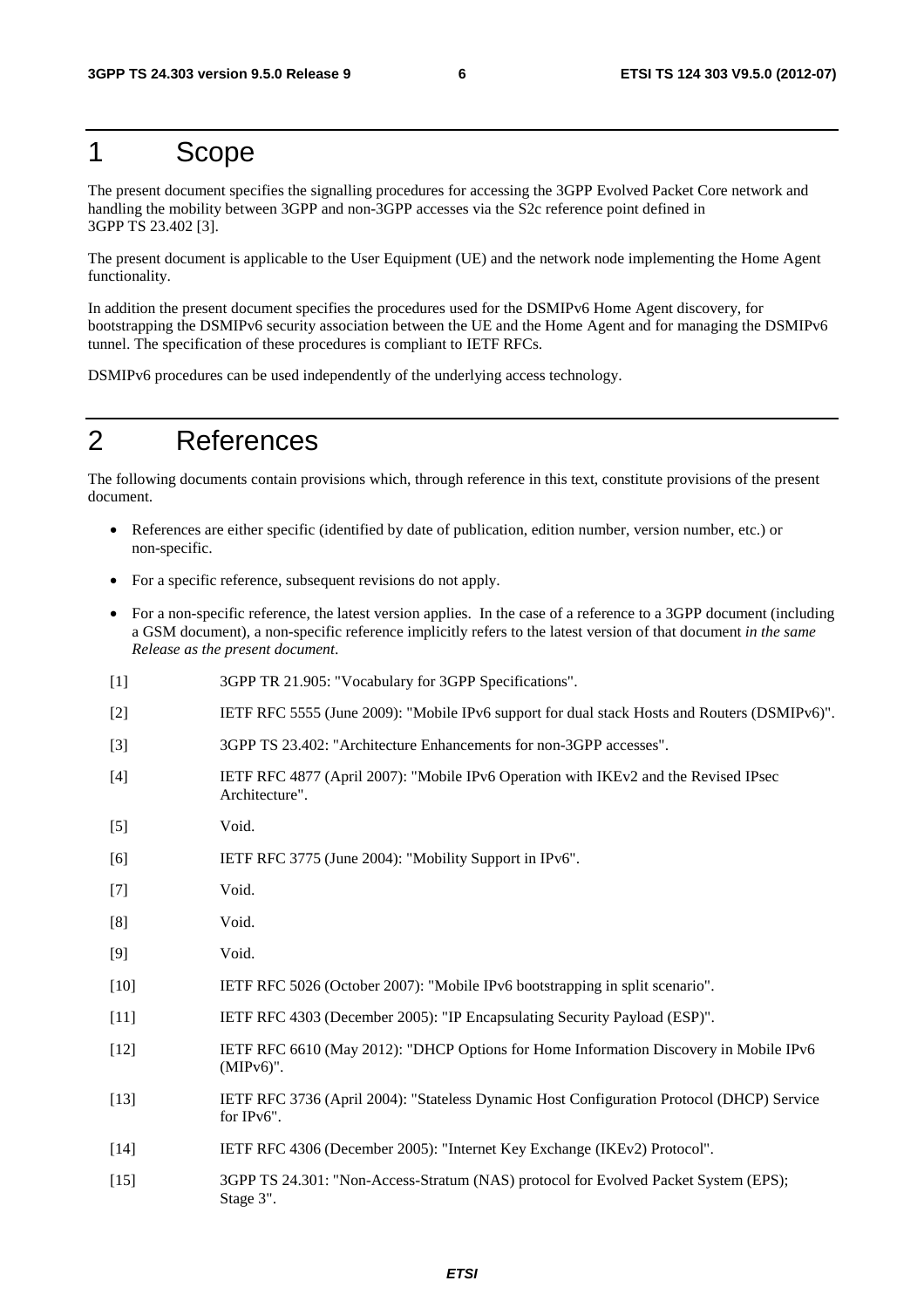# 1 Scope

The present document specifies the signalling procedures for accessing the 3GPP Evolved Packet Core network and handling the mobility between 3GPP and non-3GPP accesses via the S2c reference point defined in 3GPP TS 23.402 [3].

The present document is applicable to the User Equipment (UE) and the network node implementing the Home Agent functionality.

In addition the present document specifies the procedures used for the DSMIPv6 Home Agent discovery, for bootstrapping the DSMIPv6 security association between the UE and the Home Agent and for managing the DSMIPv6 tunnel. The specification of these procedures is compliant to IETF RFCs.

DSMIPv6 procedures can be used independently of the underlying access technology.

# 2 References

The following documents contain provisions which, through reference in this text, constitute provisions of the present document.

- References are either specific (identified by date of publication, edition number, version number, etc.) or non-specific.
- For a specific reference, subsequent revisions do not apply.
- For a non-specific reference, the latest version applies. In the case of a reference to a 3GPP document (including a GSM document), a non-specific reference implicitly refers to the latest version of that document *in the same Release as the present document*.

[1] 3GPP TR 21.905: "Vocabulary for 3GPP Specifications".

[2] IETF RFC 5555 (June 2009): "Mobile IPv6 support for dual stack Hosts and Routers (DSMIPv6)".

[3] 3GPP TS 23.402: "Architecture Enhancements for non-3GPP accesses".

[4] IETF RFC 4877 (April 2007): "Mobile IPv6 Operation with IKEv2 and the Revised IPsec Architecture".

[5] Void.

[6] IETF RFC 3775 (June 2004): "Mobility Support in IPv6".

[7] Void.

[8] Void.

[9] Void.

[10] IETF RFC 5026 (October 2007): "Mobile IPv6 bootstrapping in split scenario".

[11] IETF RFC 4303 (December 2005): "IP Encapsulating Security Payload (ESP)".

[12] IETF RFC 6610 (May 2012): "DHCP Options for Home Information Discovery in Mobile IPv6 (MIPv6)".

[13] IETF RFC 3736 (April 2004): "Stateless Dynamic Host Configuration Protocol (DHCP) Service for IPv6".

[14] IETF RFC 4306 (December 2005): "Internet Key Exchange (IKEv2) Protocol".

[15] 3GPP TS 24.301: "Non-Access-Stratum (NAS) protocol for Evolved Packet System (EPS); Stage 3".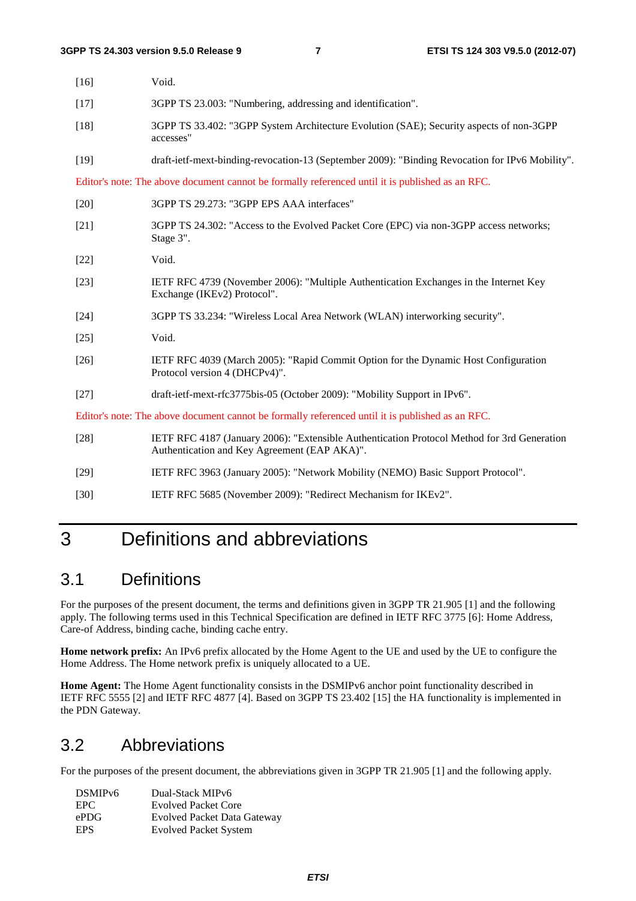[16] Void.

[17] 3GPP TS 23.003: "Numbering, addressing and identification".

[18] 3GPP TS 33.402: "3GPP System Architecture Evolution (SAE); Security aspects of non-3GPP accesses"

[19] draft-ietf-mext-binding-revocation-13 (September 2009): "Binding Revocation for IPv6 Mobility".

Editor's note: The above document cannot be formally referenced until it is published as an RFC.

[20] 3GPP TS 29.273: "3GPP EPS AAA interfaces"

[21] 3GPP TS 24.302: "Access to the Evolved Packet Core (EPC) via non-3GPP access networks; Stage 3".

[22] Void.

[23] IETF RFC 4739 (November 2006): "Multiple Authentication Exchanges in the Internet Key Exchange (IKEv2) Protocol".

[24] 3GPP TS 33.234: "Wireless Local Area Network (WLAN) interworking security".

[25] Void.

[26] IETF RFC 4039 (March 2005): "Rapid Commit Option for the Dynamic Host Configuration Protocol version 4 (DHCPv4)".

[27] draft-ietf-mext-rfc3775bis-05 (October 2009): "Mobility Support in IPv6".

Editor's note: The above document cannot be formally referenced until it is published as an RFC.

[28] IETF RFC 4187 (January 2006): "Extensible Authentication Protocol Method for 3rd Generation Authentication and Key Agreement (EAP AKA)".

[29] IETF RFC 3963 (January 2005): "Network Mobility (NEMO) Basic Support Protocol".

[30] IETF RFC 5685 (November 2009): "Redirect Mechanism for IKEv2".

# 3 Definitions and abbreviations

## 3.1 Definitions

For the purposes of the present document, the terms and definitions given in 3GPP TR 21.905 [1] and the following apply. The following terms used in this Technical Specification are defined in IETF RFC 3775 [6]: Home Address, Care-of Address, binding cache, binding cache entry.

**Home network prefix:** An IPv6 prefix allocated by the Home Agent to the UE and used by the UE to configure the Home Address. The Home network prefix is uniquely allocated to a UE.

**Home Agent:** The Home Agent functionality consists in the DSMIPv6 anchor point functionality described in IETF RFC 5555 [2] and IETF RFC 4877 [4]. Based on 3GPP TS 23.402 [15] the HA functionality is implemented in the PDN Gateway.

## 3.2 Abbreviations

For the purposes of the present document, the abbreviations given in 3GPP TR 21.905 [1] and the following apply.

DSMIPv6 Dual-Stack MIPv6
EPC Evolved Packet Core
ePDG Evolved Packet Data Gateway
EPS Evolved Packet System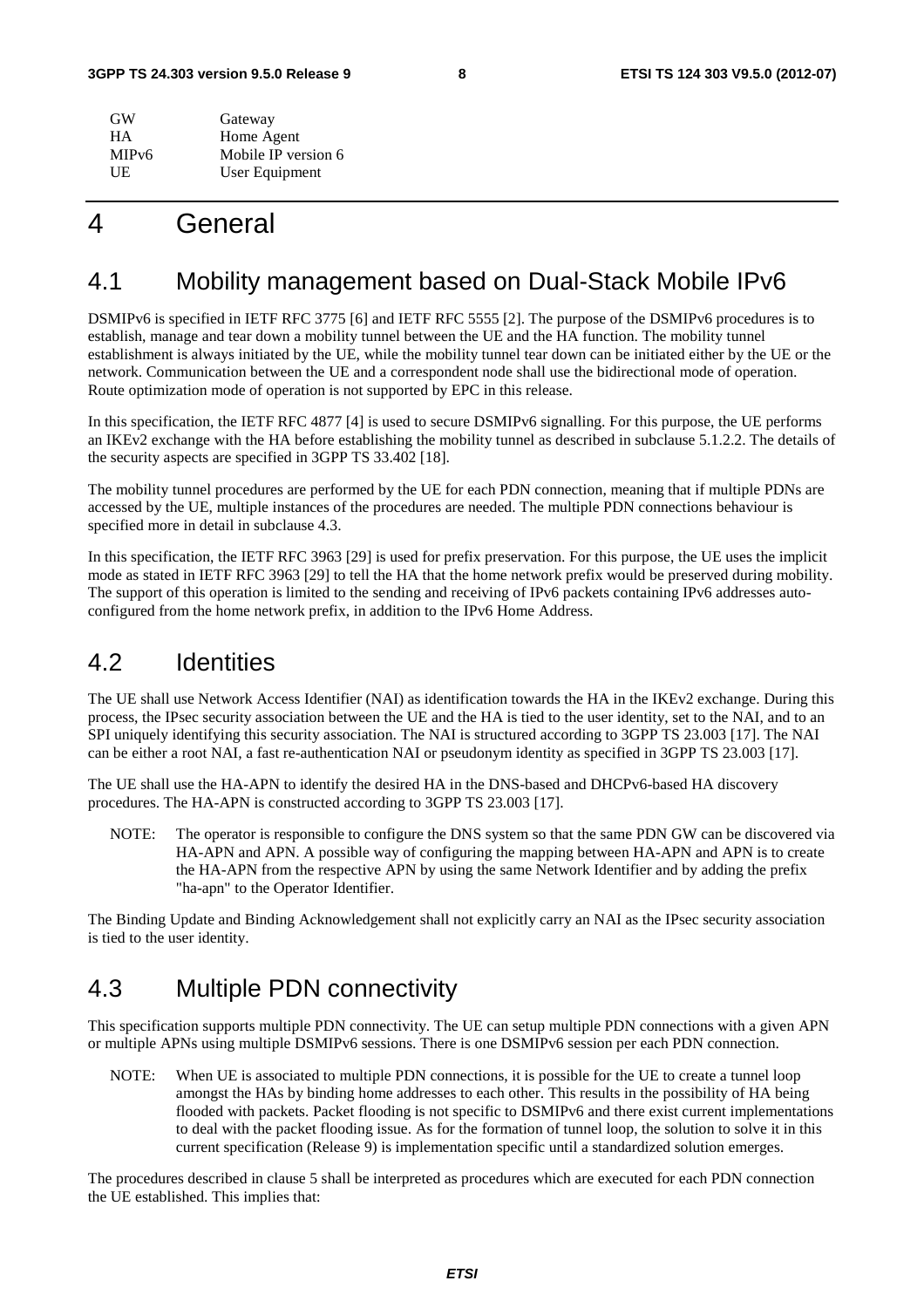| | |
|---|---|
| GW | Gateway |
| HA | Home Agent |
| MIPv6 | Mobile IP version 6 |
| UE | User Equipment |

# 4 General

## 4.1 Mobility management based on Dual-Stack Mobile IPv6

DSMIPv6 is specified in IETF RFC 3775 [6] and IETF RFC 5555 [2]. The purpose of the DSMIPv6 procedures is to establish, manage and tear down a mobility tunnel between the UE and the HA function. The mobility tunnel establishment is always initiated by the UE, while the mobility tunnel tear down can be initiated either by the UE or the network. Communication between the UE and a correspondent node shall use the bidirectional mode of operation. Route optimization mode of operation is not supported by EPC in this release.

In this specification, the IETF RFC 4877 [4] is used to secure DSMIPv6 signalling. For this purpose, the UE performs an IKEv2 exchange with the HA before establishing the mobility tunnel as described in subclause 5.1.2.2. The details of the security aspects are specified in 3GPP TS 33.402 [18].

The mobility tunnel procedures are performed by the UE for each PDN connection, meaning that if multiple PDNs are accessed by the UE, multiple instances of the procedures are needed. The multiple PDN connections behaviour is specified more in detail in subclause 4.3.

In this specification, the IETF RFC 3963 [29] is used for prefix preservation. For this purpose, the UE uses the implicit mode as stated in IETF RFC 3963 [29] to tell the HA that the home network prefix would be preserved during mobility. The support of this operation is limited to the sending and receiving of IPv6 packets containing IPv6 addresses auto-configured from the home network prefix, in addition to the IPv6 Home Address.

## 4.2 Identities

The UE shall use Network Access Identifier (NAI) as identification towards the HA in the IKEv2 exchange. During this process, the IPsec security association between the UE and the HA is tied to the user identity, set to the NAI, and to an SPI uniquely identifying this security association. The NAI is structured according to 3GPP TS 23.003 [17]. The NAI can be either a root NAI, a fast re-authentication NAI or pseudonym identity as specified in 3GPP TS 23.003 [17].

The UE shall use the HA-APN to identify the desired HA in the DNS-based and DHCPv6-based HA discovery procedures. The HA-APN is constructed according to 3GPP TS 23.003 [17].

NOTE: The operator is responsible to configure the DNS system so that the same PDN GW can be discovered via HA-APN and APN. A possible way of configuring the mapping between HA-APN and APN is to create the HA-APN from the respective APN by using the same Network Identifier and by adding the prefix "ha-apn" to the Operator Identifier.

The Binding Update and Binding Acknowledgement shall not explicitly carry an NAI as the IPsec security association is tied to the user identity.

## 4.3 Multiple PDN connectivity

This specification supports multiple PDN connectivity. The UE can setup multiple PDN connections with a given APN or multiple APNs using multiple DSMIPv6 sessions. There is one DSMIPv6 session per each PDN connection.

NOTE: When UE is associated to multiple PDN connections, it is possible for the UE to create a tunnel loop amongst the HAs by binding home addresses to each other. This results in the possibility of HA being flooded with packets. Packet flooding is not specific to DSMIPv6 and there exist current implementations to deal with the packet flooding issue. As for the formation of tunnel loop, the solution to solve it in this current specification (Release 9) is implementation specific until a standardized solution emerges.

The procedures described in clause 5 shall be interpreted as procedures which are executed for each PDN connection the UE established. This implies that: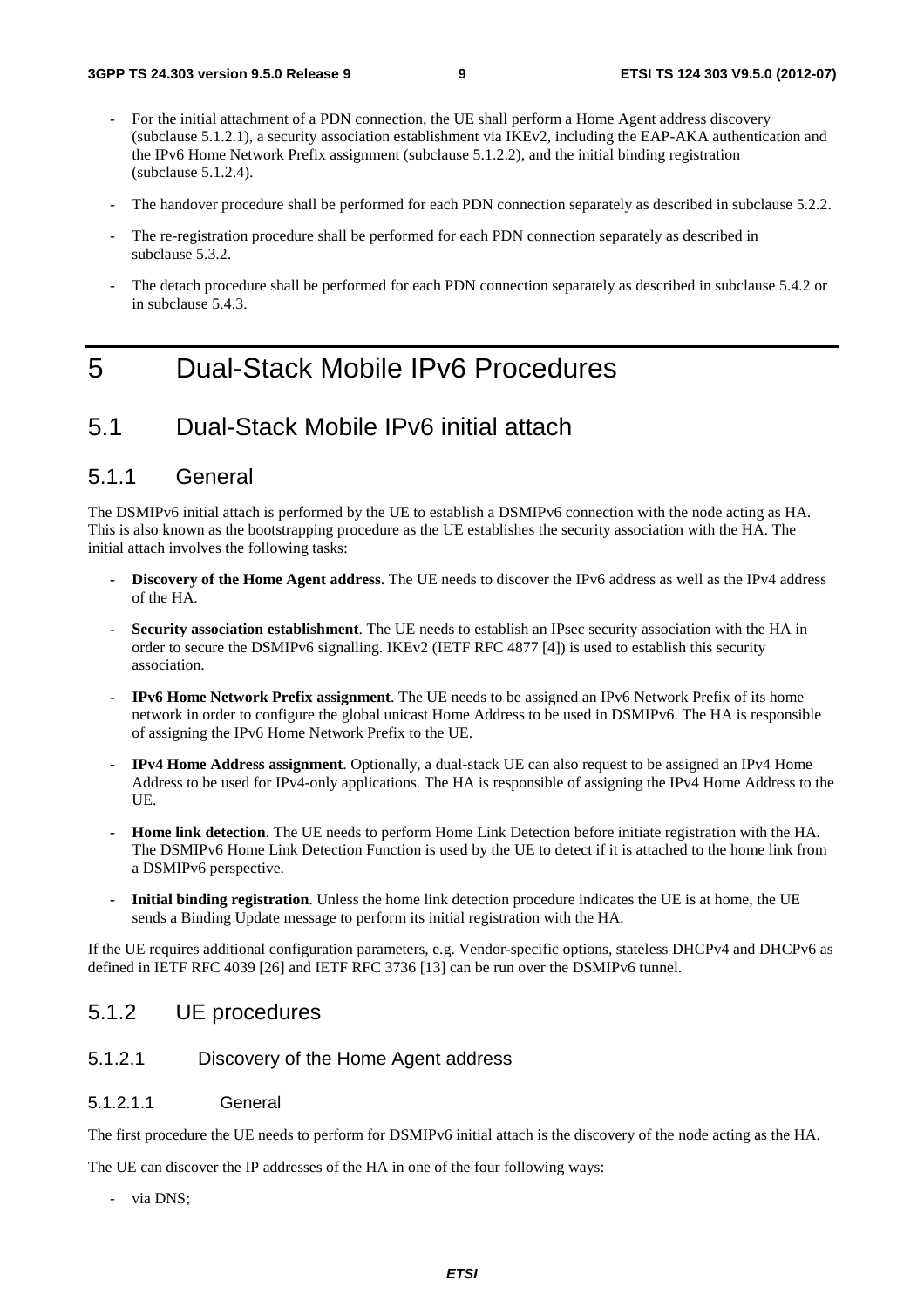- For the initial attachment of a PDN connection, the UE shall perform a Home Agent address discovery (subclause 5.1.2.1), a security association establishment via IKEv2, including the EAP-AKA authentication and the IPv6 Home Network Prefix assignment (subclause 5.1.2.2), and the initial binding registration (subclause 5.1.2.4).
- The handover procedure shall be performed for each PDN connection separately as described in subclause 5.2.2.
- The re-registration procedure shall be performed for each PDN connection separately as described in subclause 5.3.2.
- The detach procedure shall be performed for each PDN connection separately as described in subclause 5.4.2 or in subclause 5.4.3.

# 5 Dual-Stack Mobile IPv6 Procedures

## 5.1 Dual-Stack Mobile IPv6 initial attach

### 5.1.1 General

The DSMIPv6 initial attach is performed by the UE to establish a DSMIPv6 connection with the node acting as HA. This is also known as the bootstrapping procedure as the UE establishes the security association with the HA. The initial attach involves the following tasks:

- **Discovery of the Home Agent address**. The UE needs to discover the IPv6 address as well as the IPv4 address of the HA.
- **Security association establishment**. The UE needs to establish an IPsec security association with the HA in order to secure the DSMIPv6 signalling. IKEv2 (IETF RFC 4877 [4]) is used to establish this security association.
- **IPv6 Home Network Prefix assignment**. The UE needs to be assigned an IPv6 Network Prefix of its home network in order to configure the global unicast Home Address to be used in DSMIPv6. The HA is responsible of assigning the IPv6 Home Network Prefix to the UE.
- **IPv4 Home Address assignment**. Optionally, a dual-stack UE can also request to be assigned an IPv4 Home Address to be used for IPv4-only applications. The HA is responsible of assigning the IPv4 Home Address to the UE.
- **Home link detection**. The UE needs to perform Home Link Detection before initiate registration with the HA. The DSMIPv6 Home Link Detection Function is used by the UE to detect if it is attached to the home link from a DSMIPv6 perspective.
- **Initial binding registration**. Unless the home link detection procedure indicates the UE is at home, the UE sends a Binding Update message to perform its initial registration with the HA.

If the UE requires additional configuration parameters, e.g. Vendor-specific options, stateless DHCPv4 and DHCPv6 as defined in IETF RFC 4039 [26] and IETF RFC 3736 [13] can be run over the DSMIPv6 tunnel.

### 5.1.2 UE procedures

#### 5.1.2.1 Discovery of the Home Agent address

##### 5.1.2.1.1 General

The first procedure the UE needs to perform for DSMIPv6 initial attach is the discovery of the node acting as the HA.

The UE can discover the IP addresses of the HA in one of the four following ways:

- via DNS;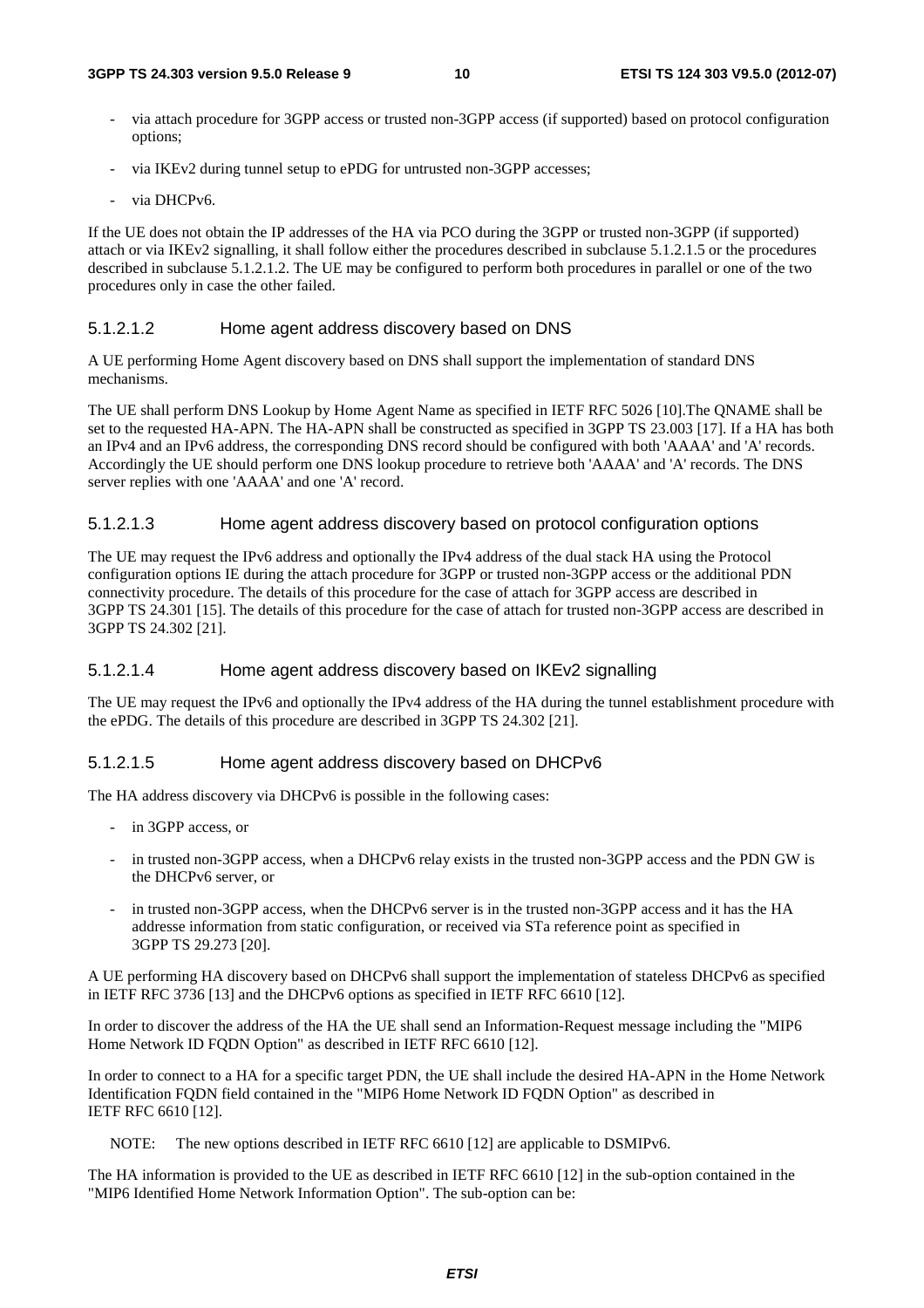- via attach procedure for 3GPP access or trusted non-3GPP access (if supported) based on protocol configuration options;
- via IKEv2 during tunnel setup to ePDG for untrusted non-3GPP accesses;
- via DHCPv6.

If the UE does not obtain the IP addresses of the HA via PCO during the 3GPP or trusted non-3GPP (if supported) attach or via IKEv2 signalling, it shall follow either the procedures described in subclause 5.1.2.1.5 or the procedures described in subclause 5.1.2.1.2. The UE may be configured to perform both procedures in parallel or one of the two procedures only in case the other failed.

#### 5.1.2.1.2 Home agent address discovery based on DNS

A UE performing Home Agent discovery based on DNS shall support the implementation of standard DNS mechanisms.

The UE shall perform DNS Lookup by Home Agent Name as specified in IETF RFC 5026 [10].The QNAME shall be set to the requested HA-APN. The HA-APN shall be constructed as specified in 3GPP TS 23.003 [17]. If a HA has both an IPv4 and an IPv6 address, the corresponding DNS record should be configured with both 'AAAA' and 'A' records. Accordingly the UE should perform one DNS lookup procedure to retrieve both 'AAAA' and 'A' records. The DNS server replies with one 'AAAA' and one 'A' record.

#### 5.1.2.1.3 Home agent address discovery based on protocol configuration options

The UE may request the IPv6 address and optionally the IPv4 address of the dual stack HA using the Protocol configuration options IE during the attach procedure for 3GPP or trusted non-3GPP access or the additional PDN connectivity procedure. The details of this procedure for the case of attach for 3GPP access are described in 3GPP TS 24.301 [15]. The details of this procedure for the case of attach for trusted non-3GPP access are described in 3GPP TS 24.302 [21].

#### 5.1.2.1.4 Home agent address discovery based on IKEv2 signalling

The UE may request the IPv6 and optionally the IPv4 address of the HA during the tunnel establishment procedure with the ePDG. The details of this procedure are described in 3GPP TS 24.302 [21].

#### 5.1.2.1.5 Home agent address discovery based on DHCPv6

The HA address discovery via DHCPv6 is possible in the following cases:

- in 3GPP access, or
- in trusted non-3GPP access, when a DHCPv6 relay exists in the trusted non-3GPP access and the PDN GW is the DHCPv6 server, or
- in trusted non-3GPP access, when the DHCPv6 server is in the trusted non-3GPP access and it has the HA addresse information from static configuration, or received via STa reference point as specified in 3GPP TS 29.273 [20].

A UE performing HA discovery based on DHCPv6 shall support the implementation of stateless DHCPv6 as specified in IETF RFC 3736 [13] and the DHCPv6 options as specified in IETF RFC 6610 [12].

In order to discover the address of the HA the UE shall send an Information-Request message including the "MIP6 Home Network ID FQDN Option" as described in IETF RFC 6610 [12].

In order to connect to a HA for a specific target PDN, the UE shall include the desired HA-APN in the Home Network Identification FQDN field contained in the "MIP6 Home Network ID FQDN Option" as described in IETF RFC 6610 [12].

NOTE: The new options described in IETF RFC 6610 [12] are applicable to DSMIPv6.

The HA information is provided to the UE as described in IETF RFC 6610 [12] in the sub-option contained in the "MIP6 Identified Home Network Information Option". The sub-option can be: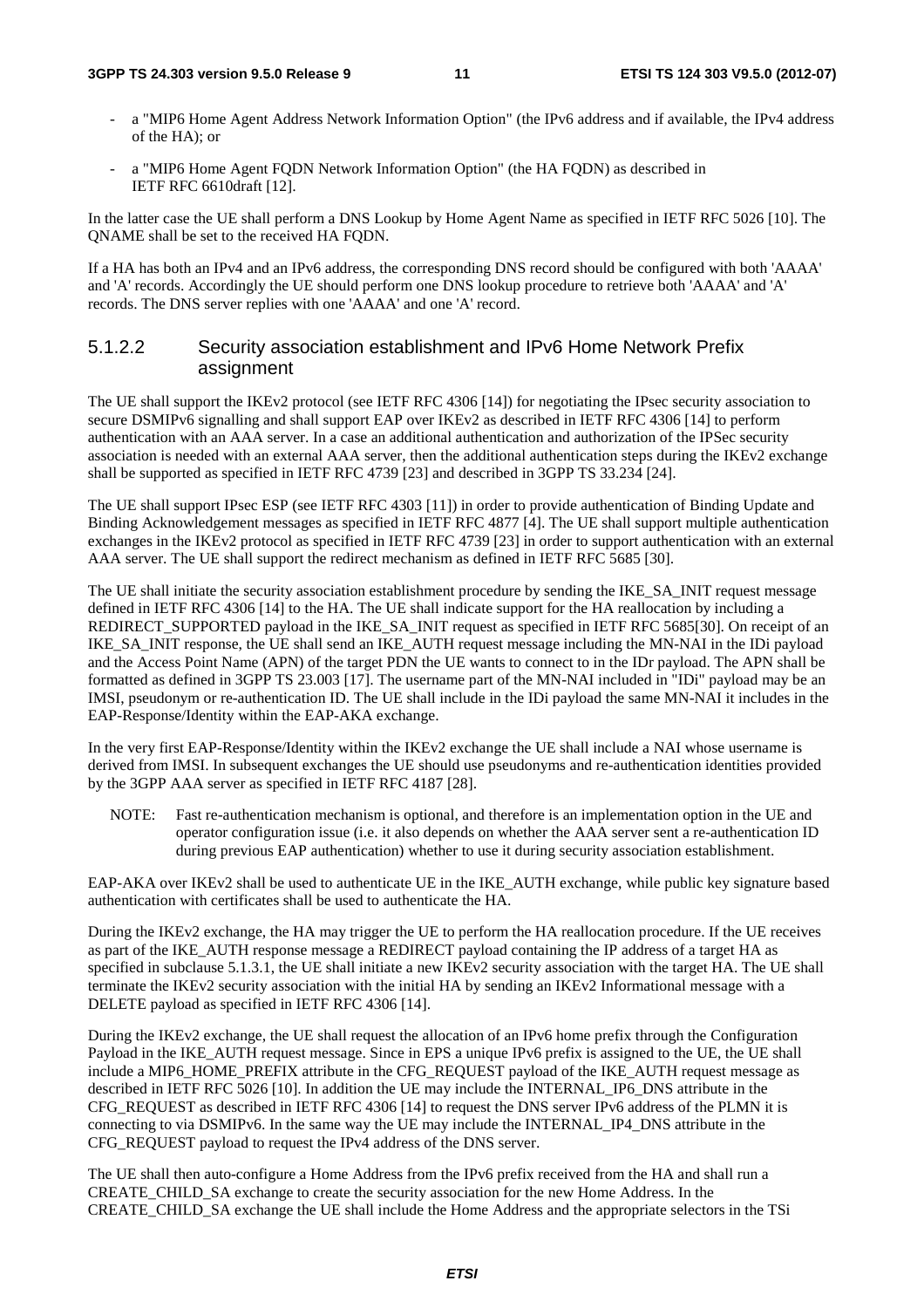- a "MIP6 Home Agent Address Network Information Option" (the IPv6 address and if available, the IPv4 address of the HA); or

- a "MIP6 Home Agent FQDN Network Information Option" (the HA FQDN) as described in IETF RFC 6610draft [12].

In the latter case the UE shall perform a DNS Lookup by Home Agent Name as specified in IETF RFC 5026 [10]. The QNAME shall be set to the received HA FQDN.

If a HA has both an IPv4 and an IPv6 address, the corresponding DNS record should be configured with both 'AAAA' and 'A' records. Accordingly the UE should perform one DNS lookup procedure to retrieve both 'AAAA' and 'A' records. The DNS server replies with one 'AAAA' and one 'A' record.

#### 5.1.2.2 Security association establishment and IPv6 Home Network Prefix assignment

The UE shall support the IKEv2 protocol (see IETF RFC 4306 [14]) for negotiating the IPsec security association to secure DSMIPv6 signalling and shall support EAP over IKEv2 as described in IETF RFC 4306 [14] to perform authentication with an AAA server. In a case an additional authentication and authorization of the IPSec security association is needed with an external AAA server, then the additional authentication steps during the IKEv2 exchange shall be supported as specified in IETF RFC 4739 [23] and described in 3GPP TS 33.234 [24].

The UE shall support IPsec ESP (see IETF RFC 4303 [11]) in order to provide authentication of Binding Update and Binding Acknowledgement messages as specified in IETF RFC 4877 [4]. The UE shall support multiple authentication exchanges in the IKEv2 protocol as specified in IETF RFC 4739 [23] in order to support authentication with an external AAA server. The UE shall support the redirect mechanism as defined in IETF RFC 5685 [30].

The UE shall initiate the security association establishment procedure by sending the IKE_SA_INIT request message defined in IETF RFC 4306 [14] to the HA. The UE shall indicate support for the HA reallocation by including a REDIRECT_SUPPORTED payload in the IKE_SA_INIT request as specified in IETF RFC 5685[30]. On receipt of an IKE_SA_INIT response, the UE shall send an IKE_AUTH request message including the MN-NAI in the IDi payload and the Access Point Name (APN) of the target PDN the UE wants to connect to in the IDr payload. The APN shall be formatted as defined in 3GPP TS 23.003 [17]. The username part of the MN-NAI included in "IDi" payload may be an IMSI, pseudonym or re-authentication ID. The UE shall include in the IDi payload the same MN-NAI it includes in the EAP-Response/Identity within the EAP-AKA exchange.

In the very first EAP-Response/Identity within the IKEv2 exchange the UE shall include a NAI whose username is derived from IMSI. In subsequent exchanges the UE should use pseudonyms and re-authentication identities provided by the 3GPP AAA server as specified in IETF RFC 4187 [28].

NOTE: Fast re-authentication mechanism is optional, and therefore is an implementation option in the UE and operator configuration issue (i.e. it also depends on whether the AAA server sent a re-authentication ID during previous EAP authentication) whether to use it during security association establishment.

EAP-AKA over IKEv2 shall be used to authenticate UE in the IKE_AUTH exchange, while public key signature based authentication with certificates shall be used to authenticate the HA.

During the IKEv2 exchange, the HA may trigger the UE to perform the HA reallocation procedure. If the UE receives as part of the IKE_AUTH response message a REDIRECT payload containing the IP address of a target HA as specified in subclause 5.1.3.1, the UE shall initiate a new IKEv2 security association with the target HA. The UE shall terminate the IKEv2 security association with the initial HA by sending an IKEv2 Informational message with a DELETE payload as specified in IETF RFC 4306 [14].

During the IKEv2 exchange, the UE shall request the allocation of an IPv6 home prefix through the Configuration Payload in the IKE_AUTH request message. Since in EPS a unique IPv6 prefix is assigned to the UE, the UE shall include a MIP6_HOME_PREFIX attribute in the CFG_REQUEST payload of the IKE_AUTH request message as described in IETF RFC 5026 [10]. In addition the UE may include the INTERNAL_IP6_DNS attribute in the CFG_REQUEST as described in IETF RFC 4306 [14] to request the DNS server IPv6 address of the PLMN it is connecting to via DSMIPv6. In the same way the UE may include the INTERNAL_IP4_DNS attribute in the CFG_REQUEST payload to request the IPv4 address of the DNS server.

The UE shall then auto-configure a Home Address from the IPv6 prefix received from the HA and shall run a CREATE_CHILD_SA exchange to create the security association for the new Home Address. In the CREATE_CHILD_SA exchange the UE shall include the Home Address and the appropriate selectors in the TSi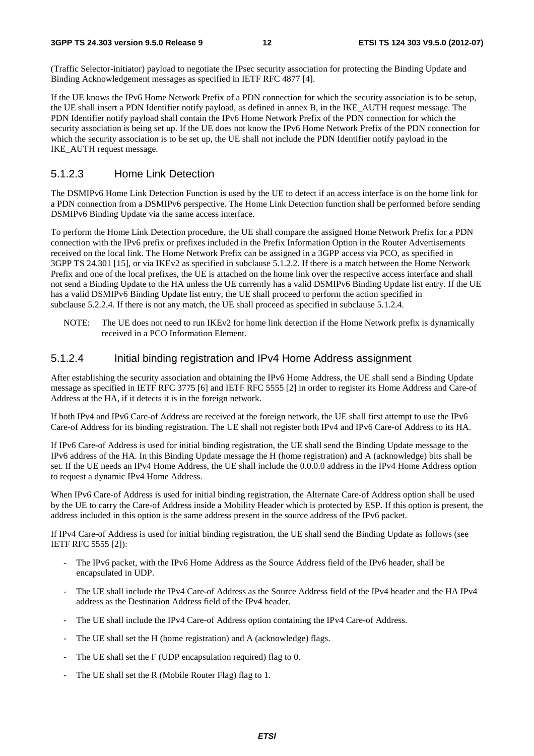(Traffic Selector-initiator) payload to negotiate the IPsec security association for protecting the Binding Update and Binding Acknowledgement messages as specified in IETF RFC 4877 [4].

If the UE knows the IPv6 Home Network Prefix of a PDN connection for which the security association is to be setup, the UE shall insert a PDN Identifier notify payload, as defined in annex B, in the IKE_AUTH request message. The PDN Identifier notify payload shall contain the IPv6 Home Network Prefix of the PDN connection for which the security association is being set up. If the UE does not know the IPv6 Home Network Prefix of the PDN connection for which the security association is to be set up, the UE shall not include the PDN Identifier notify payload in the IKE_AUTH request message.

### 5.1.2.3 Home Link Detection

The DSMIPv6 Home Link Detection Function is used by the UE to detect if an access interface is on the home link for a PDN connection from a DSMIPv6 perspective. The Home Link Detection function shall be performed before sending DSMIPv6 Binding Update via the same access interface.

To perform the Home Link Detection procedure, the UE shall compare the assigned Home Network Prefix for a PDN connection with the IPv6 prefix or prefixes included in the Prefix Information Option in the Router Advertisements received on the local link. The Home Network Prefix can be assigned in a 3GPP access via PCO, as specified in 3GPP TS 24.301 [15], or via IKEv2 as specified in subclause 5.1.2.2. If there is a match between the Home Network Prefix and one of the local prefixes, the UE is attached on the home link over the respective access interface and shall not send a Binding Update to the HA unless the UE currently has a valid DSMIPv6 Binding Update list entry. If the UE has a valid DSMIPv6 Binding Update list entry, the UE shall proceed to perform the action specified in subclause 5.2.2.4. If there is not any match, the UE shall proceed as specified in subclause 5.1.2.4.

NOTE: The UE does not need to run IKEv2 for home link detection if the Home Network prefix is dynamically received in a PCO Information Element.

### 5.1.2.4 Initial binding registration and IPv4 Home Address assignment

After establishing the security association and obtaining the IPv6 Home Address, the UE shall send a Binding Update message as specified in IETF RFC 3775 [6] and IETF RFC 5555 [2] in order to register its Home Address and Care-of Address at the HA, if it detects it is in the foreign network.

If both IPv4 and IPv6 Care-of Address are received at the foreign network, the UE shall first attempt to use the IPv6 Care-of Address for its binding registration. The UE shall not register both IPv4 and IPv6 Care-of Address to its HA.

If IPv6 Care-of Address is used for initial binding registration, the UE shall send the Binding Update message to the IPv6 address of the HA. In this Binding Update message the H (home registration) and A (acknowledge) bits shall be set. If the UE needs an IPv4 Home Address, the UE shall include the 0.0.0.0 address in the IPv4 Home Address option to request a dynamic IPv4 Home Address.

When IPv6 Care-of Address is used for initial binding registration, the Alternate Care-of Address option shall be used by the UE to carry the Care-of Address inside a Mobility Header which is protected by ESP. If this option is present, the address included in this option is the same address present in the source address of the IPv6 packet.

If IPv4 Care-of Address is used for initial binding registration, the UE shall send the Binding Update as follows (see IETF RFC 5555 [2]):

- The IPv6 packet, with the IPv6 Home Address as the Source Address field of the IPv6 header, shall be encapsulated in UDP.
- The UE shall include the IPv4 Care-of Address as the Source Address field of the IPv4 header and the HA IPv4 address as the Destination Address field of the IPv4 header.
- The UE shall include the IPv4 Care-of Address option containing the IPv4 Care-of Address.
- The UE shall set the H (home registration) and A (acknowledge) flags.
- The UE shall set the F (UDP encapsulation required) flag to 0.
- The UE shall set the R (Mobile Router Flag) flag to 1.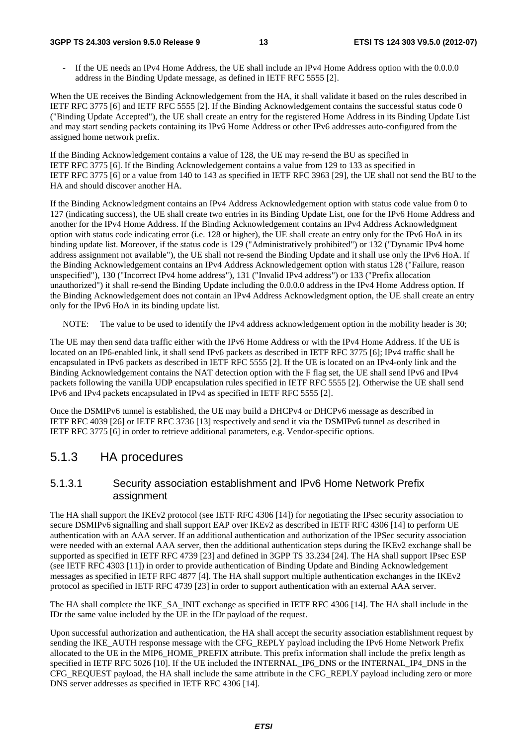- If the UE needs an IPv4 Home Address, the UE shall include an IPv4 Home Address option with the 0.0.0.0 address in the Binding Update message, as defined in IETF RFC 5555 [2].

When the UE receives the Binding Acknowledgement from the HA, it shall validate it based on the rules described in IETF RFC 3775 [6] and IETF RFC 5555 [2]. If the Binding Acknowledgement contains the successful status code 0 ("Binding Update Accepted"), the UE shall create an entry for the registered Home Address in its Binding Update List and may start sending packets containing its IPv6 Home Address or other IPv6 addresses auto-configured from the assigned home network prefix.

If the Binding Acknowledgement contains a value of 128, the UE may re-send the BU as specified in IETF RFC 3775 [6]. If the Binding Acknowledgement contains a value from 129 to 133 as specified in IETF RFC 3775 [6] or a value from 140 to 143 as specified in IETF RFC 3963 [29], the UE shall not send the BU to the HA and should discover another HA.

If the Binding Acknowledgment contains an IPv4 Address Acknowledgement option with status code value from 0 to 127 (indicating success), the UE shall create two entries in its Binding Update List, one for the IPv6 Home Address and another for the IPv4 Home Address. If the Binding Acknowledgement contains an IPv4 Address Acknowledgment option with status code indicating error (i.e. 128 or higher), the UE shall create an entry only for the IPv6 HoA in its binding update list. Moreover, if the status code is 129 ("Administratively prohibited") or 132 ("Dynamic IPv4 home address assignment not available"), the UE shall not re-send the Binding Update and it shall use only the IPv6 HoA. If the Binding Acknowledgement contains an IPv4 Address Acknowledgement option with status 128 ("Failure, reason unspecified"), 130 ("Incorrect IPv4 home address"), 131 ("Invalid IPv4 address") or 133 ("Prefix allocation unauthorized") it shall re-send the Binding Update including the 0.0.0.0 address in the IPv4 Home Address option. If the Binding Acknowledgement does not contain an IPv4 Address Acknowledgment option, the UE shall create an entry only for the IPv6 HoA in its binding update list.

NOTE: The value to be used to identify the IPv4 address acknowledgement option in the mobility header is 30;

The UE may then send data traffic either with the IPv6 Home Address or with the IPv4 Home Address. If the UE is located on an IP6-enabled link, it shall send IPv6 packets as described in IETF RFC 3775 [6]; IPv4 traffic shall be encapsulated in IPv6 packets as described in IETF RFC 5555 [2]. If the UE is located on an IPv4-only link and the Binding Acknowledgement contains the NAT detection option with the F flag set, the UE shall send IPv6 and IPv4 packets following the vanilla UDP encapsulation rules specified in IETF RFC 5555 [2]. Otherwise the UE shall send IPv6 and IPv4 packets encapsulated in IPv4 as specified in IETF RFC 5555 [2].

Once the DSMIPv6 tunnel is established, the UE may build a DHCPv4 or DHCPv6 message as described in IETF RFC 4039 [26] or IETF RFC 3736 [13] respectively and send it via the DSMIPv6 tunnel as described in IETF RFC 3775 [6] in order to retrieve additional parameters, e.g. Vendor-specific options.

## 5.1.3 HA procedures

### 5.1.3.1 Security association establishment and IPv6 Home Network Prefix assignment

The HA shall support the IKEv2 protocol (see IETF RFC 4306 [14]) for negotiating the IPsec security association to secure DSMIPv6 signalling and shall support EAP over IKEv2 as described in IETF RFC 4306 [14] to perform UE authentication with an AAA server. If an additional authentication and authorization of the IPSec security association were needed with an external AAA server, then the additional authentication steps during the IKEv2 exchange shall be supported as specified in IETF RFC 4739 [23] and defined in 3GPP TS 33.234 [24]. The HA shall support IPsec ESP (see IETF RFC 4303 [11]) in order to provide authentication of Binding Update and Binding Acknowledgement messages as specified in IETF RFC 4877 [4]. The HA shall support multiple authentication exchanges in the IKEv2 protocol as specified in IETF RFC 4739 [23] in order to support authentication with an external AAA server.

The HA shall complete the IKE_SA_INIT exchange as specified in IETF RFC 4306 [14]. The HA shall include in the IDr the same value included by the UE in the IDr payload of the request.

Upon successful authorization and authentication, the HA shall accept the security association establishment request by sending the IKE_AUTH response message with the CFG_REPLY payload including the IPv6 Home Network Prefix allocated to the UE in the MIP6_HOME_PREFIX attribute. This prefix information shall include the prefix length as specified in IETF RFC 5026 [10]. If the UE included the INTERNAL_IP6_DNS or the INTERNAL_IP4_DNS in the CFG_REQUEST payload, the HA shall include the same attribute in the CFG_REPLY payload including zero or more DNS server addresses as specified in IETF RFC 4306 [14].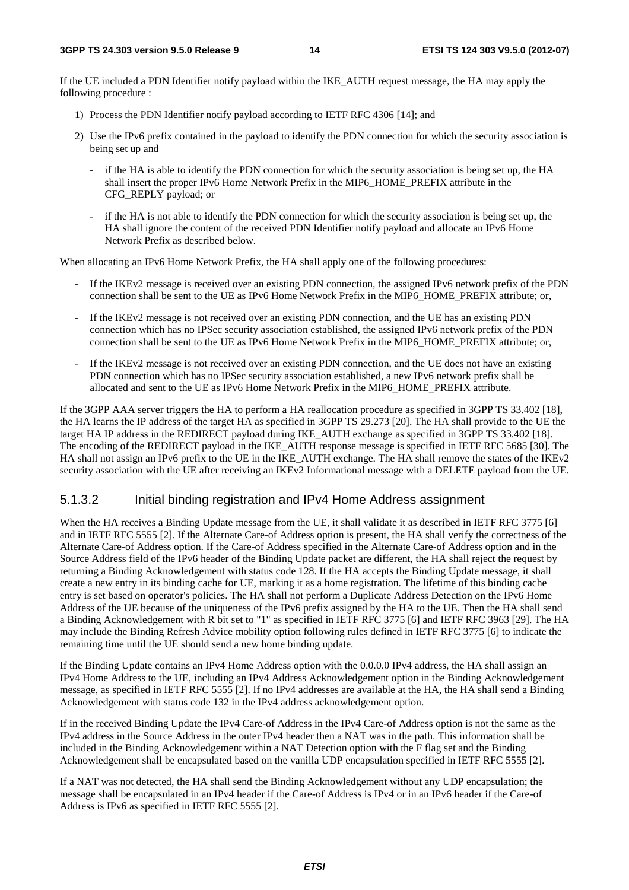If the UE included a PDN Identifier notify payload within the IKE_AUTH request message, the HA may apply the following procedure :

1) Process the PDN Identifier notify payload according to IETF RFC 4306 [14]; and

2) Use the IPv6 prefix contained in the payload to identify the PDN connection for which the security association is being set up and

   - if the HA is able to identify the PDN connection for which the security association is being set up, the HA shall insert the proper IPv6 Home Network Prefix in the MIP6_HOME_PREFIX attribute in the CFG_REPLY payload; or

   - if the HA is not able to identify the PDN connection for which the security association is being set up, the HA shall ignore the content of the received PDN Identifier notify payload and allocate an IPv6 Home Network Prefix as described below.

When allocating an IPv6 Home Network Prefix, the HA shall apply one of the following procedures:

- If the IKEv2 message is received over an existing PDN connection, the assigned IPv6 network prefix of the PDN connection shall be sent to the UE as IPv6 Home Network Prefix in the MIP6_HOME_PREFIX attribute; or,

- If the IKEv2 message is not received over an existing PDN connection, and the UE has an existing PDN connection which has no IPSec security association established, the assigned IPv6 network prefix of the PDN connection shall be sent to the UE as IPv6 Home Network Prefix in the MIP6_HOME_PREFIX attribute; or,

- If the IKEv2 message is not received over an existing PDN connection, and the UE does not have an existing PDN connection which has no IPSec security association established, a new IPv6 network prefix shall be allocated and sent to the UE as IPv6 Home Network Prefix in the MIP6_HOME_PREFIX attribute.

If the 3GPP AAA server triggers the HA to perform a HA reallocation procedure as specified in 3GPP TS 33.402 [18], the HA learns the IP address of the target HA as specified in 3GPP TS 29.273 [20]. The HA shall provide to the UE the target HA IP address in the REDIRECT payload during IKE_AUTH exchange as specified in 3GPP TS 33.402 [18]. The encoding of the REDIRECT payload in the IKE_AUTH response message is specified in IETF RFC 5685 [30]. The HA shall not assign an IPv6 prefix to the UE in the IKE_AUTH exchange. The HA shall remove the states of the IKEv2 security association with the UE after receiving an IKEv2 Informational message with a DELETE payload from the UE.

### 5.1.3.2 Initial binding registration and IPv4 Home Address assignment

When the HA receives a Binding Update message from the UE, it shall validate it as described in IETF RFC 3775 [6] and in IETF RFC 5555 [2]. If the Alternate Care-of Address option is present, the HA shall verify the correctness of the Alternate Care-of Address option. If the Care-of Address specified in the Alternate Care-of Address option and in the Source Address field of the IPv6 header of the Binding Update packet are different, the HA shall reject the request by returning a Binding Acknowledgement with status code 128. If the HA accepts the Binding Update message, it shall create a new entry in its binding cache for UE, marking it as a home registration. The lifetime of this binding cache entry is set based on operator's policies. The HA shall not perform a Duplicate Address Detection on the IPv6 Home Address of the UE because of the uniqueness of the IPv6 prefix assigned by the HA to the UE. Then the HA shall send a Binding Acknowledgement with R bit set to "1" as specified in IETF RFC 3775 [6] and IETF RFC 3963 [29]. The HA may include the Binding Refresh Advice mobility option following rules defined in IETF RFC 3775 [6] to indicate the remaining time until the UE should send a new home binding update.

If the Binding Update contains an IPv4 Home Address option with the 0.0.0.0 IPv4 address, the HA shall assign an IPv4 Home Address to the UE, including an IPv4 Address Acknowledgement option in the Binding Acknowledgement message, as specified in IETF RFC 5555 [2]. If no IPv4 addresses are available at the HA, the HA shall send a Binding Acknowledgement with status code 132 in the IPv4 address acknowledgement option.

If in the received Binding Update the IPv4 Care-of Address in the IPv4 Care-of Address option is not the same as the IPv4 address in the Source Address in the outer IPv4 header then a NAT was in the path. This information shall be included in the Binding Acknowledgement within a NAT Detection option with the F flag set and the Binding Acknowledgement shall be encapsulated based on the vanilla UDP encapsulation specified in IETF RFC 5555 [2].

If a NAT was not detected, the HA shall send the Binding Acknowledgement without any UDP encapsulation; the message shall be encapsulated in an IPv4 header if the Care-of Address is IPv4 or in an IPv6 header if the Care-of Address is IPv6 as specified in IETF RFC 5555 [2].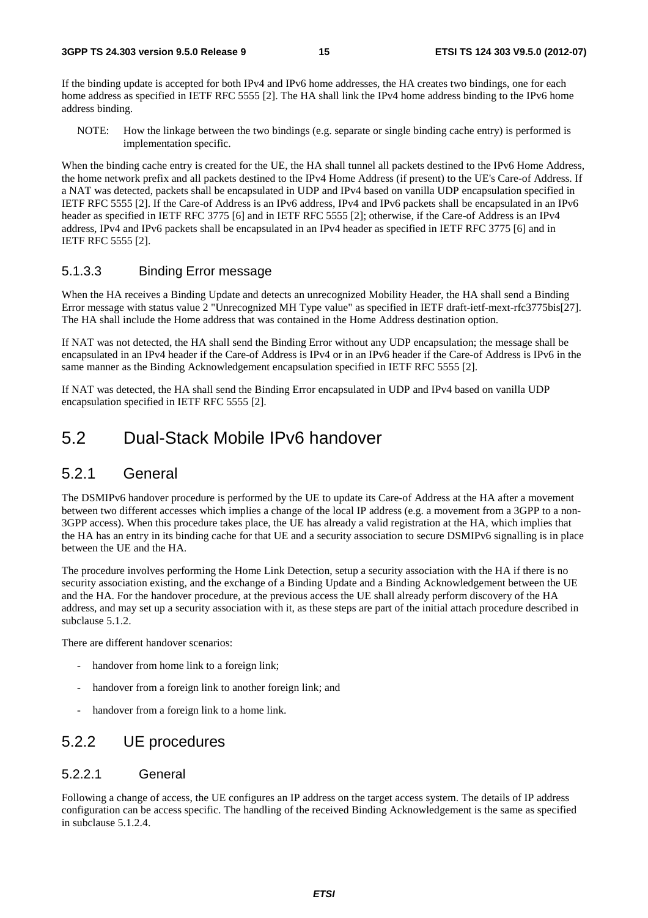If the binding update is accepted for both IPv4 and IPv6 home addresses, the HA creates two bindings, one for each home address as specified in IETF RFC 5555 [2]. The HA shall link the IPv4 home address binding to the IPv6 home address binding.

NOTE: How the linkage between the two bindings (e.g. separate or single binding cache entry) is performed is implementation specific.

When the binding cache entry is created for the UE, the HA shall tunnel all packets destined to the IPv6 Home Address, the home network prefix and all packets destined to the IPv4 Home Address (if present) to the UE's Care-of Address. If a NAT was detected, packets shall be encapsulated in UDP and IPv4 based on vanilla UDP encapsulation specified in IETF RFC 5555 [2]. If the Care-of Address is an IPv6 address, IPv4 and IPv6 packets shall be encapsulated in an IPv6 header as specified in IETF RFC 3775 [6] and in IETF RFC 5555 [2]; otherwise, if the Care-of Address is an IPv4 address, IPv4 and IPv6 packets shall be encapsulated in an IPv4 header as specified in IETF RFC 3775 [6] and in IETF RFC 5555 [2].

#### 5.1.3.3 Binding Error message

When the HA receives a Binding Update and detects an unrecognized Mobility Header, the HA shall send a Binding Error message with status value 2 "Unrecognized MH Type value" as specified in IETF draft-ietf-mext-rfc3775bis[27]. The HA shall include the Home address that was contained in the Home Address destination option.

If NAT was not detected, the HA shall send the Binding Error without any UDP encapsulation; the message shall be encapsulated in an IPv4 header if the Care-of Address is IPv4 or in an IPv6 header if the Care-of Address is IPv6 in the same manner as the Binding Acknowledgement encapsulation specified in IETF RFC 5555 [2].

If NAT was detected, the HA shall send the Binding Error encapsulated in UDP and IPv4 based on vanilla UDP encapsulation specified in IETF RFC 5555 [2].

## 5.2 Dual-Stack Mobile IPv6 handover

### 5.2.1 General

The DSMIPv6 handover procedure is performed by the UE to update its Care-of Address at the HA after a movement between two different accesses which implies a change of the local IP address (e.g. a movement from a 3GPP to a non-3GPP access). When this procedure takes place, the UE has already a valid registration at the HA, which implies that the HA has an entry in its binding cache for that UE and a security association to secure DSMIPv6 signalling is in place between the UE and the HA.

The procedure involves performing the Home Link Detection, setup a security association with the HA if there is no security association existing, and the exchange of a Binding Update and a Binding Acknowledgement between the UE and the HA. For the handover procedure, at the previous access the UE shall already perform discovery of the HA address, and may set up a security association with it, as these steps are part of the initial attach procedure described in subclause 5.1.2.

There are different handover scenarios:

- handover from home link to a foreign link;
- handover from a foreign link to another foreign link; and
- handover from a foreign link to a home link.

### 5.2.2 UE procedures

#### 5.2.2.1 General

Following a change of access, the UE configures an IP address on the target access system. The details of IP address configuration can be access specific. The handling of the received Binding Acknowledgement is the same as specified in subclause 5.1.2.4.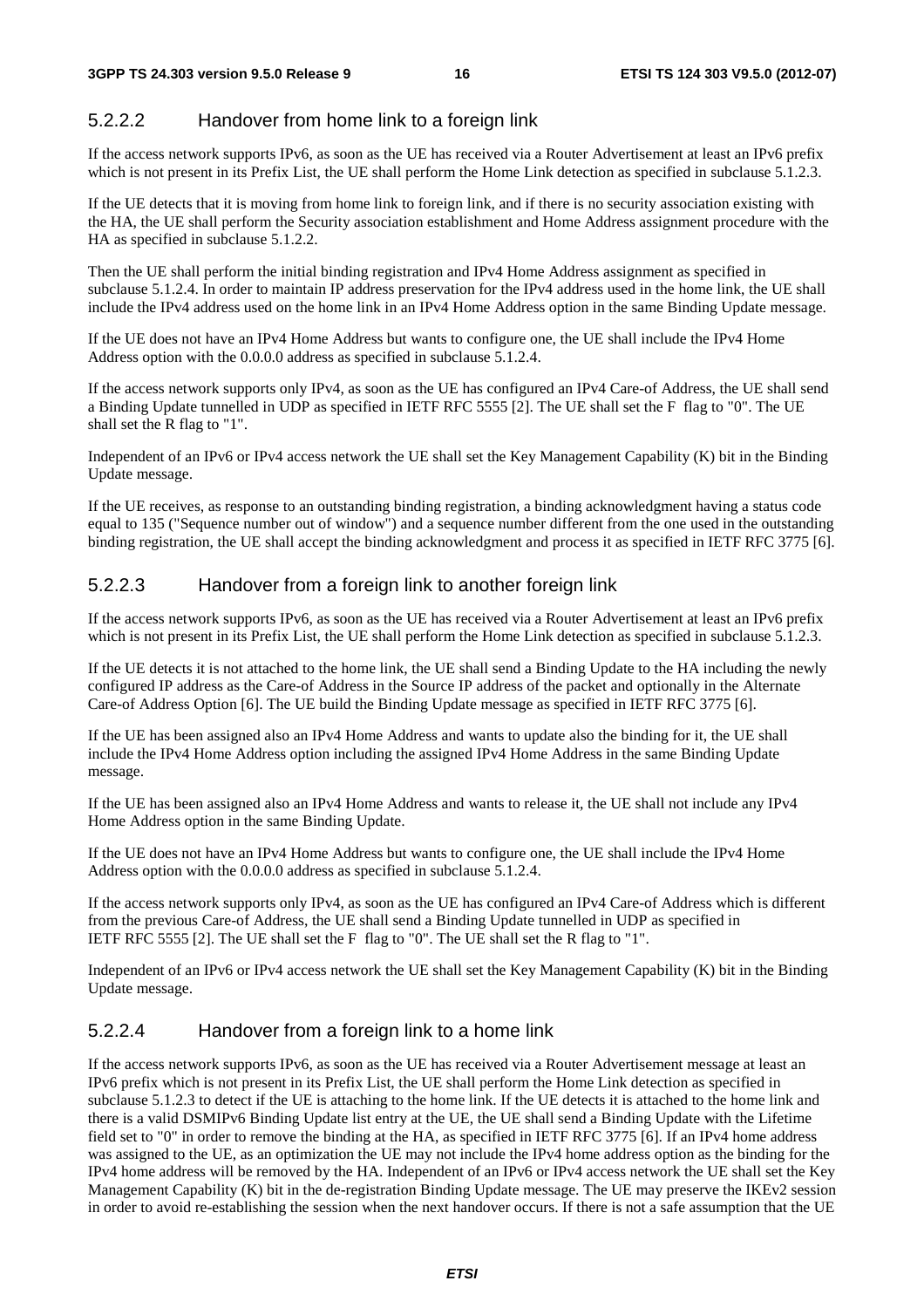#### 5.2.2.2 Handover from home link to a foreign link

If the access network supports IPv6, as soon as the UE has received via a Router Advertisement at least an IPv6 prefix which is not present in its Prefix List, the UE shall perform the Home Link detection as specified in subclause 5.1.2.3.

If the UE detects that it is moving from home link to foreign link, and if there is no security association existing with the HA, the UE shall perform the Security association establishment and Home Address assignment procedure with the HA as specified in subclause 5.1.2.2.

Then the UE shall perform the initial binding registration and IPv4 Home Address assignment as specified in subclause 5.1.2.4. In order to maintain IP address preservation for the IPv4 address used in the home link, the UE shall include the IPv4 address used on the home link in an IPv4 Home Address option in the same Binding Update message.

If the UE does not have an IPv4 Home Address but wants to configure one, the UE shall include the IPv4 Home Address option with the 0.0.0.0 address as specified in subclause 5.1.2.4.

If the access network supports only IPv4, as soon as the UE has configured an IPv4 Care-of Address, the UE shall send a Binding Update tunnelled in UDP as specified in IETF RFC 5555 [2]. The UE shall set the F flag to "0". The UE shall set the R flag to "1".

Independent of an IPv6 or IPv4 access network the UE shall set the Key Management Capability (K) bit in the Binding Update message.

If the UE receives, as response to an outstanding binding registration, a binding acknowledgment having a status code equal to 135 ("Sequence number out of window") and a sequence number different from the one used in the outstanding binding registration, the UE shall accept the binding acknowledgment and process it as specified in IETF RFC 3775 [6].

#### 5.2.2.3 Handover from a foreign link to another foreign link

If the access network supports IPv6, as soon as the UE has received via a Router Advertisement at least an IPv6 prefix which is not present in its Prefix List, the UE shall perform the Home Link detection as specified in subclause 5.1.2.3.

If the UE detects it is not attached to the home link, the UE shall send a Binding Update to the HA including the newly configured IP address as the Care-of Address in the Source IP address of the packet and optionally in the Alternate Care-of Address Option [6]. The UE build the Binding Update message as specified in IETF RFC 3775 [6].

If the UE has been assigned also an IPv4 Home Address and wants to update also the binding for it, the UE shall include the IPv4 Home Address option including the assigned IPv4 Home Address in the same Binding Update message.

If the UE has been assigned also an IPv4 Home Address and wants to release it, the UE shall not include any IPv4 Home Address option in the same Binding Update.

If the UE does not have an IPv4 Home Address but wants to configure one, the UE shall include the IPv4 Home Address option with the 0.0.0.0 address as specified in subclause 5.1.2.4.

If the access network supports only IPv4, as soon as the UE has configured an IPv4 Care-of Address which is different from the previous Care-of Address, the UE shall send a Binding Update tunnelled in UDP as specified in IETF RFC 5555 [2]. The UE shall set the F flag to "0". The UE shall set the R flag to "1".

Independent of an IPv6 or IPv4 access network the UE shall set the Key Management Capability (K) bit in the Binding Update message.

#### 5.2.2.4 Handover from a foreign link to a home link

If the access network supports IPv6, as soon as the UE has received via a Router Advertisement message at least an IPv6 prefix which is not present in its Prefix List, the UE shall perform the Home Link detection as specified in subclause 5.1.2.3 to detect if the UE is attaching to the home link. If the UE detects it is attached to the home link and there is a valid DSMIPv6 Binding Update list entry at the UE, the UE shall send a Binding Update with the Lifetime field set to "0" in order to remove the binding at the HA, as specified in IETF RFC 3775 [6]. If an IPv4 home address was assigned to the UE, as an optimization the UE may not include the IPv4 home address option as the binding for the IPv4 home address will be removed by the HA. Independent of an IPv6 or IPv4 access network the UE shall set the Key Management Capability (K) bit in the de-registration Binding Update message. The UE may preserve the IKEv2 session in order to avoid re-establishing the session when the next handover occurs. If there is not a safe assumption that the UE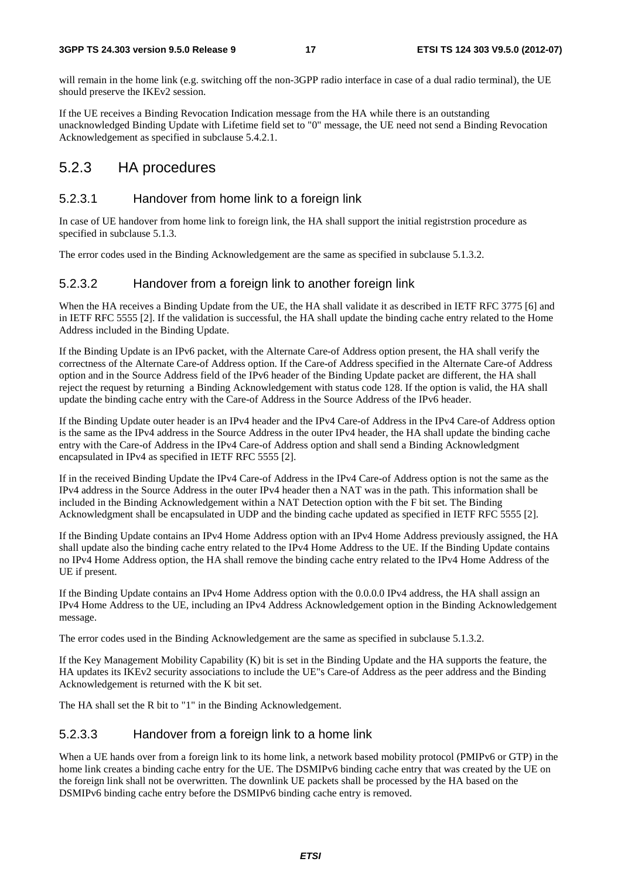will remain in the home link (e.g. switching off the non-3GPP radio interface in case of a dual radio terminal), the UE should preserve the IKEv2 session.

If the UE receives a Binding Revocation Indication message from the HA while there is an outstanding unacknowledged Binding Update with Lifetime field set to "0" message, the UE need not send a Binding Revocation Acknowledgement as specified in subclause 5.4.2.1.

## 5.2.3 HA procedures

### 5.2.3.1 Handover from home link to a foreign link

In case of UE handover from home link to foreign link, the HA shall support the initial registrstion procedure as specified in subclause 5.1.3.

The error codes used in the Binding Acknowledgement are the same as specified in subclause 5.1.3.2.

### 5.2.3.2 Handover from a foreign link to another foreign link

When the HA receives a Binding Update from the UE, the HA shall validate it as described in IETF RFC 3775 [6] and in IETF RFC 5555 [2]. If the validation is successful, the HA shall update the binding cache entry related to the Home Address included in the Binding Update.

If the Binding Update is an IPv6 packet, with the Alternate Care-of Address option present, the HA shall verify the correctness of the Alternate Care-of Address option. If the Care-of Address specified in the Alternate Care-of Address option and in the Source Address field of the IPv6 header of the Binding Update packet are different, the HA shall reject the request by returning a Binding Acknowledgement with status code 128. If the option is valid, the HA shall update the binding cache entry with the Care-of Address in the Source Address of the IPv6 header.

If the Binding Update outer header is an IPv4 header and the IPv4 Care-of Address in the IPv4 Care-of Address option is the same as the IPv4 address in the Source Address in the outer IPv4 header, the HA shall update the binding cache entry with the Care-of Address in the IPv4 Care-of Address option and shall send a Binding Acknowledgment encapsulated in IPv4 as specified in IETF RFC 5555 [2].

If in the received Binding Update the IPv4 Care-of Address in the IPv4 Care-of Address option is not the same as the IPv4 address in the Source Address in the outer IPv4 header then a NAT was in the path. This information shall be included in the Binding Acknowledgement within a NAT Detection option with the F bit set. The Binding Acknowledgment shall be encapsulated in UDP and the binding cache updated as specified in IETF RFC 5555 [2].

If the Binding Update contains an IPv4 Home Address option with an IPv4 Home Address previously assigned, the HA shall update also the binding cache entry related to the IPv4 Home Address to the UE. If the Binding Update contains no IPv4 Home Address option, the HA shall remove the binding cache entry related to the IPv4 Home Address of the UE if present.

If the Binding Update contains an IPv4 Home Address option with the 0.0.0.0 IPv4 address, the HA shall assign an IPv4 Home Address to the UE, including an IPv4 Address Acknowledgement option in the Binding Acknowledgement message.

The error codes used in the Binding Acknowledgement are the same as specified in subclause 5.1.3.2.

If the Key Management Mobility Capability (K) bit is set in the Binding Update and the HA supports the feature, the HA updates its IKEv2 security associations to include the UE"s Care-of Address as the peer address and the Binding Acknowledgement is returned with the K bit set.

The HA shall set the R bit to "1" in the Binding Acknowledgement.

### 5.2.3.3 Handover from a foreign link to a home link

When a UE hands over from a foreign link to its home link, a network based mobility protocol (PMIPv6 or GTP) in the home link creates a binding cache entry for the UE. The DSMIPv6 binding cache entry that was created by the UE on the foreign link shall not be overwritten. The downlink UE packets shall be processed by the HA based on the DSMIPv6 binding cache entry before the DSMIPv6 binding cache entry is removed.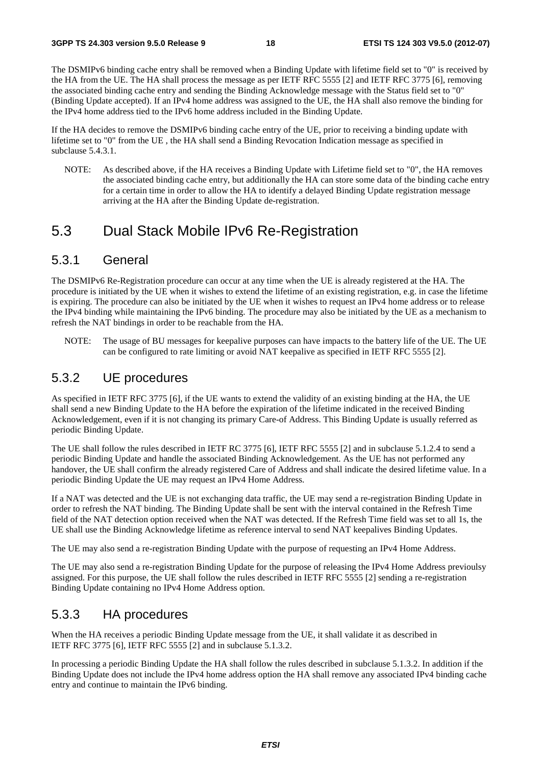The DSMIPv6 binding cache entry shall be removed when a Binding Update with lifetime field set to "0" is received by the HA from the UE. The HA shall process the message as per IETF RFC 5555 [2] and IETF RFC 3775 [6], removing the associated binding cache entry and sending the Binding Acknowledge message with the Status field set to "0" (Binding Update accepted). If an IPv4 home address was assigned to the UE, the HA shall also remove the binding for the IPv4 home address tied to the IPv6 home address included in the Binding Update.

If the HA decides to remove the DSMIPv6 binding cache entry of the UE, prior to receiving a binding update with lifetime set to "0" from the UE , the HA shall send a Binding Revocation Indication message as specified in subclause 5.4.3.1.

NOTE: As described above, if the HA receives a Binding Update with Lifetime field set to "0", the HA removes the associated binding cache entry, but additionally the HA can store some data of the binding cache entry for a certain time in order to allow the HA to identify a delayed Binding Update registration message arriving at the HA after the Binding Update de-registration.

## 5.3 Dual Stack Mobile IPv6 Re-Registration

### 5.3.1 General

The DSMIPv6 Re-Registration procedure can occur at any time when the UE is already registered at the HA. The procedure is initiated by the UE when it wishes to extend the lifetime of an existing registration, e.g. in case the lifetime is expiring. The procedure can also be initiated by the UE when it wishes to request an IPv4 home address or to release the IPv4 binding while maintaining the IPv6 binding. The procedure may also be initiated by the UE as a mechanism to refresh the NAT bindings in order to be reachable from the HA.

NOTE: The usage of BU messages for keepalive purposes can have impacts to the battery life of the UE. The UE can be configured to rate limiting or avoid NAT keepalive as specified in IETF RFC 5555 [2].

### 5.3.2 UE procedures

As specified in IETF RFC 3775 [6], if the UE wants to extend the validity of an existing binding at the HA, the UE shall send a new Binding Update to the HA before the expiration of the lifetime indicated in the received Binding Acknowledgement, even if it is not changing its primary Care-of Address. This Binding Update is usually referred as periodic Binding Update.

The UE shall follow the rules described in IETF RC 3775 [6], IETF RFC 5555 [2] and in subclause 5.1.2.4 to send a periodic Binding Update and handle the associated Binding Acknowledgement. As the UE has not performed any handover, the UE shall confirm the already registered Care of Address and shall indicate the desired lifetime value. In a periodic Binding Update the UE may request an IPv4 Home Address.

If a NAT was detected and the UE is not exchanging data traffic, the UE may send a re-registration Binding Update in order to refresh the NAT binding. The Binding Update shall be sent with the interval contained in the Refresh Time field of the NAT detection option received when the NAT was detected. If the Refresh Time field was set to all 1s, the UE shall use the Binding Acknowledge lifetime as reference interval to send NAT keepalives Binding Updates.

The UE may also send a re-registration Binding Update with the purpose of requesting an IPv4 Home Address.

The UE may also send a re-registration Binding Update for the purpose of releasing the IPv4 Home Address previoulsy assigned. For this purpose, the UE shall follow the rules described in IETF RFC 5555 [2] sending a re-registration Binding Update containing no IPv4 Home Address option.

### 5.3.3 HA procedures

When the HA receives a periodic Binding Update message from the UE, it shall validate it as described in IETF RFC 3775 [6], IETF RFC 5555 [2] and in subclause 5.1.3.2.

In processing a periodic Binding Update the HA shall follow the rules described in subclause 5.1.3.2. In addition if the Binding Update does not include the IPv4 home address option the HA shall remove any associated IPv4 binding cache entry and continue to maintain the IPv6 binding.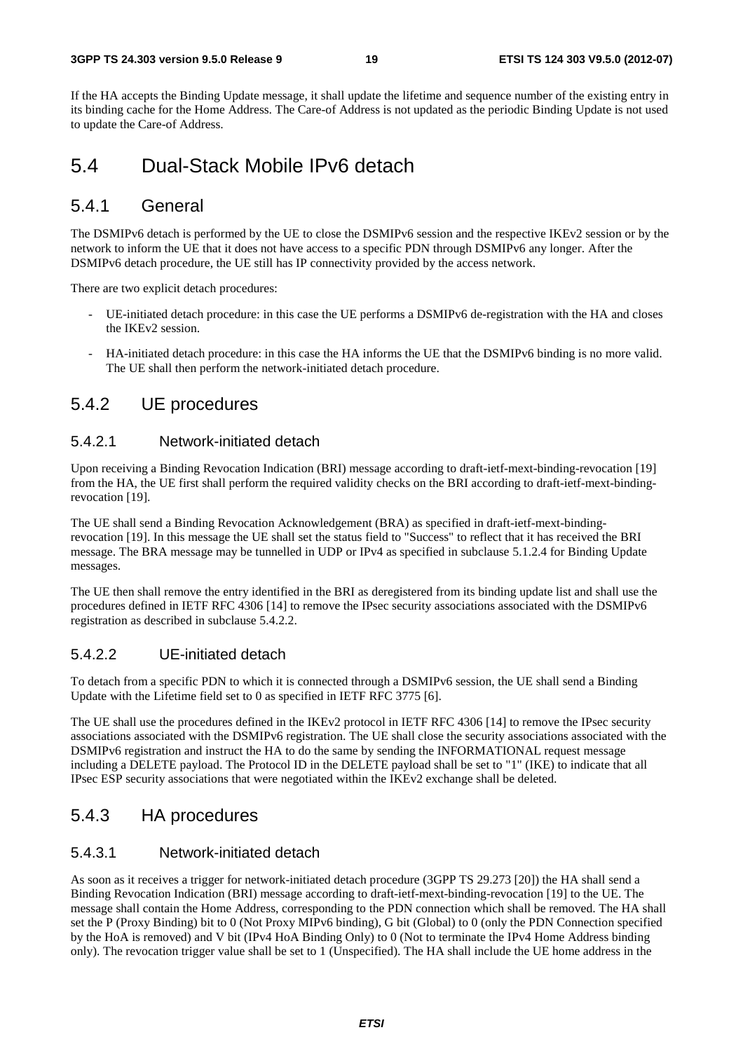If the HA accepts the Binding Update message, it shall update the lifetime and sequence number of the existing entry in its binding cache for the Home Address. The Care-of Address is not updated as the periodic Binding Update is not used to update the Care-of Address.

# 5.4 Dual-Stack Mobile IPv6 detach

## 5.4.1 General

The DSMIPv6 detach is performed by the UE to close the DSMIPv6 session and the respective IKEv2 session or by the network to inform the UE that it does not have access to a specific PDN through DSMIPv6 any longer. After the DSMIPv6 detach procedure, the UE still has IP connectivity provided by the access network.

There are two explicit detach procedures:

- UE-initiated detach procedure: in this case the UE performs a DSMIPv6 de-registration with the HA and closes the IKEv2 session.
- HA-initiated detach procedure: in this case the HA informs the UE that the DSMIPv6 binding is no more valid. The UE shall then perform the network-initiated detach procedure.

## 5.4.2 UE procedures

### 5.4.2.1 Network-initiated detach

Upon receiving a Binding Revocation Indication (BRI) message according to draft-ietf-mext-binding-revocation [19] from the HA, the UE first shall perform the required validity checks on the BRI according to draft-ietf-mext-binding-revocation [19].

The UE shall send a Binding Revocation Acknowledgement (BRA) as specified in draft-ietf-mext-binding-revocation [19]. In this message the UE shall set the status field to "Success" to reflect that it has received the BRI message. The BRA message may be tunnelled in UDP or IPv4 as specified in subclause 5.1.2.4 for Binding Update messages.

The UE then shall remove the entry identified in the BRI as deregistered from its binding update list and shall use the procedures defined in IETF RFC 4306 [14] to remove the IPsec security associations associated with the DSMIPv6 registration as described in subclause 5.4.2.2.

### 5.4.2.2 UE-initiated detach

To detach from a specific PDN to which it is connected through a DSMIPv6 session, the UE shall send a Binding Update with the Lifetime field set to 0 as specified in IETF RFC 3775 [6].

The UE shall use the procedures defined in the IKEv2 protocol in IETF RFC 4306 [14] to remove the IPsec security associations associated with the DSMIPv6 registration. The UE shall close the security associations associated with the DSMIPv6 registration and instruct the HA to do the same by sending the INFORMATIONAL request message including a DELETE payload. The Protocol ID in the DELETE payload shall be set to "1" (IKE) to indicate that all IPsec ESP security associations that were negotiated within the IKEv2 exchange shall be deleted.

## 5.4.3 HA procedures

### 5.4.3.1 Network-initiated detach

As soon as it receives a trigger for network-initiated detach procedure (3GPP TS 29.273 [20]) the HA shall send a Binding Revocation Indication (BRI) message according to draft-ietf-mext-binding-revocation [19] to the UE. The message shall contain the Home Address, corresponding to the PDN connection which shall be removed. The HA shall set the P (Proxy Binding) bit to 0 (Not Proxy MIPv6 binding), G bit (Global) to 0 (only the PDN Connection specified by the HoA is removed) and V bit (IPv4 HoA Binding Only) to 0 (Not to terminate the IPv4 Home Address binding only). The revocation trigger value shall be set to 1 (Unspecified). The HA shall include the UE home address in the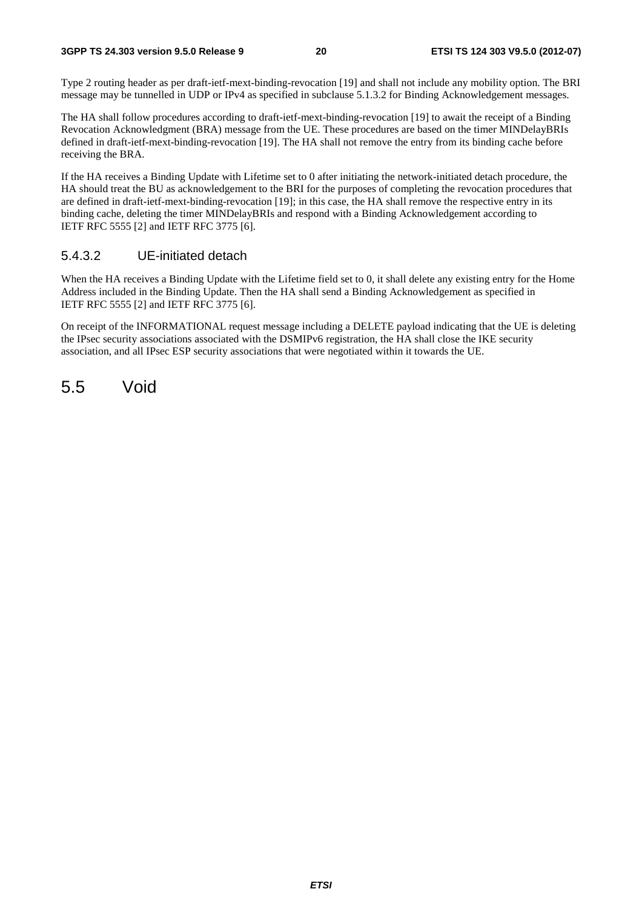Type 2 routing header as per draft-ietf-mext-binding-revocation [19] and shall not include any mobility option. The BRI message may be tunnelled in UDP or IPv4 as specified in subclause 5.1.3.2 for Binding Acknowledgement messages.

The HA shall follow procedures according to draft-ietf-mext-binding-revocation [19] to await the receipt of a Binding Revocation Acknowledgment (BRA) message from the UE. These procedures are based on the timer MINDelayBRIs defined in draft-ietf-mext-binding-revocation [19]. The HA shall not remove the entry from its binding cache before receiving the BRA.

If the HA receives a Binding Update with Lifetime set to 0 after initiating the network-initiated detach procedure, the HA should treat the BU as acknowledgement to the BRI for the purposes of completing the revocation procedures that are defined in draft-ietf-mext-binding-revocation [19]; in this case, the HA shall remove the respective entry in its binding cache, deleting the timer MINDelayBRIs and respond with a Binding Acknowledgement according to IETF RFC 5555 [2] and IETF RFC 3775 [6].

#### 5.4.3.2 UE-initiated detach

When the HA receives a Binding Update with the Lifetime field set to 0, it shall delete any existing entry for the Home Address included in the Binding Update. Then the HA shall send a Binding Acknowledgement as specified in IETF RFC 5555 [2] and IETF RFC 3775 [6].

On receipt of the INFORMATIONAL request message including a DELETE payload indicating that the UE is deleting the IPsec security associations associated with the DSMIPv6 registration, the HA shall close the IKE security association, and all IPsec ESP security associations that were negotiated within it towards the UE.

## 5.5 Void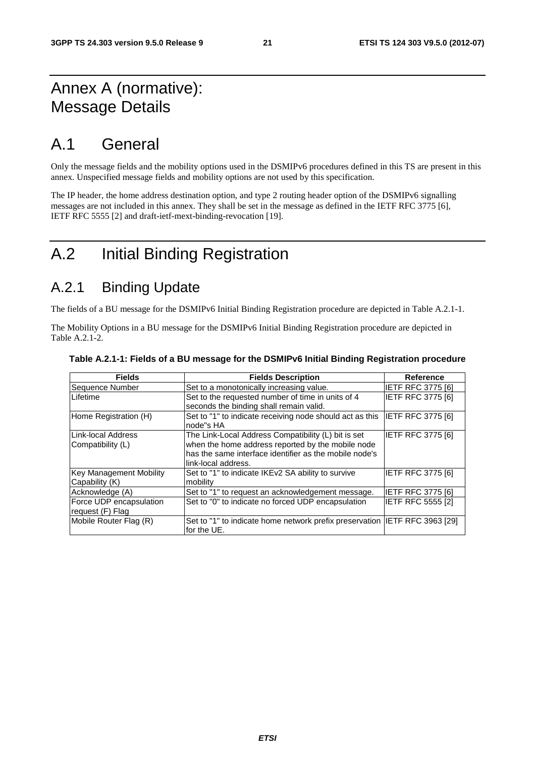# Annex A (normative): Message Details

# A.1 General

Only the message fields and the mobility options used in the DSMIPv6 procedures defined in this TS are present in this annex. Unspecified message fields and mobility options are not used by this specification.

The IP header, the home address destination option, and type 2 routing header option of the DSMIPv6 signalling messages are not included in this annex. They shall be set in the message as defined in the IETF RFC 3775 [6], IETF RFC 5555 [2] and draft-ietf-mext-binding-revocation [19].

# A.2 Initial Binding Registration

## A.2.1 Binding Update

The fields of a BU message for the DSMIPv6 Initial Binding Registration procedure are depicted in Table A.2.1-1.

The Mobility Options in a BU message for the DSMIPv6 Initial Binding Registration procedure are depicted in Table A.2.1-2.

**Table A.2.1-1: Fields of a BU message for the DSMIPv6 Initial Binding Registration procedure**

| Fields | Fields Description | Reference |
|---|---|---|
| Sequence Number | Set to a monotonically increasing value. | IETF RFC 3775 [6] |
| Lifetime | Set to the requested number of time in units of 4 seconds the binding shall remain valid. | IETF RFC 3775 [6] |
| Home Registration (H) | Set to "1" to indicate receiving node should act as this node"s HA | IETF RFC 3775 [6] |
| Link-local Address Compatibility (L) | The Link-Local Address Compatibility (L) bit is set when the home address reported by the mobile node has the same interface identifier as the mobile node's link-local address. | IETF RFC 3775 [6] |
| Key Management Mobility Capability (K) | Set to "1" to indicate IKEv2 SA ability to survive mobility | IETF RFC 3775 [6] |
| Acknowledge (A) | Set to "1" to request an acknowledgement message. | IETF RFC 3775 [6] |
| Force UDP encapsulation request (F) Flag | Set to "0" to indicate no forced UDP encapsulation | IETF RFC 5555 [2] |
| Mobile Router Flag (R) | Set to "1" to indicate home network prefix preservation for the UE. | IETF RFC 3963 [29] |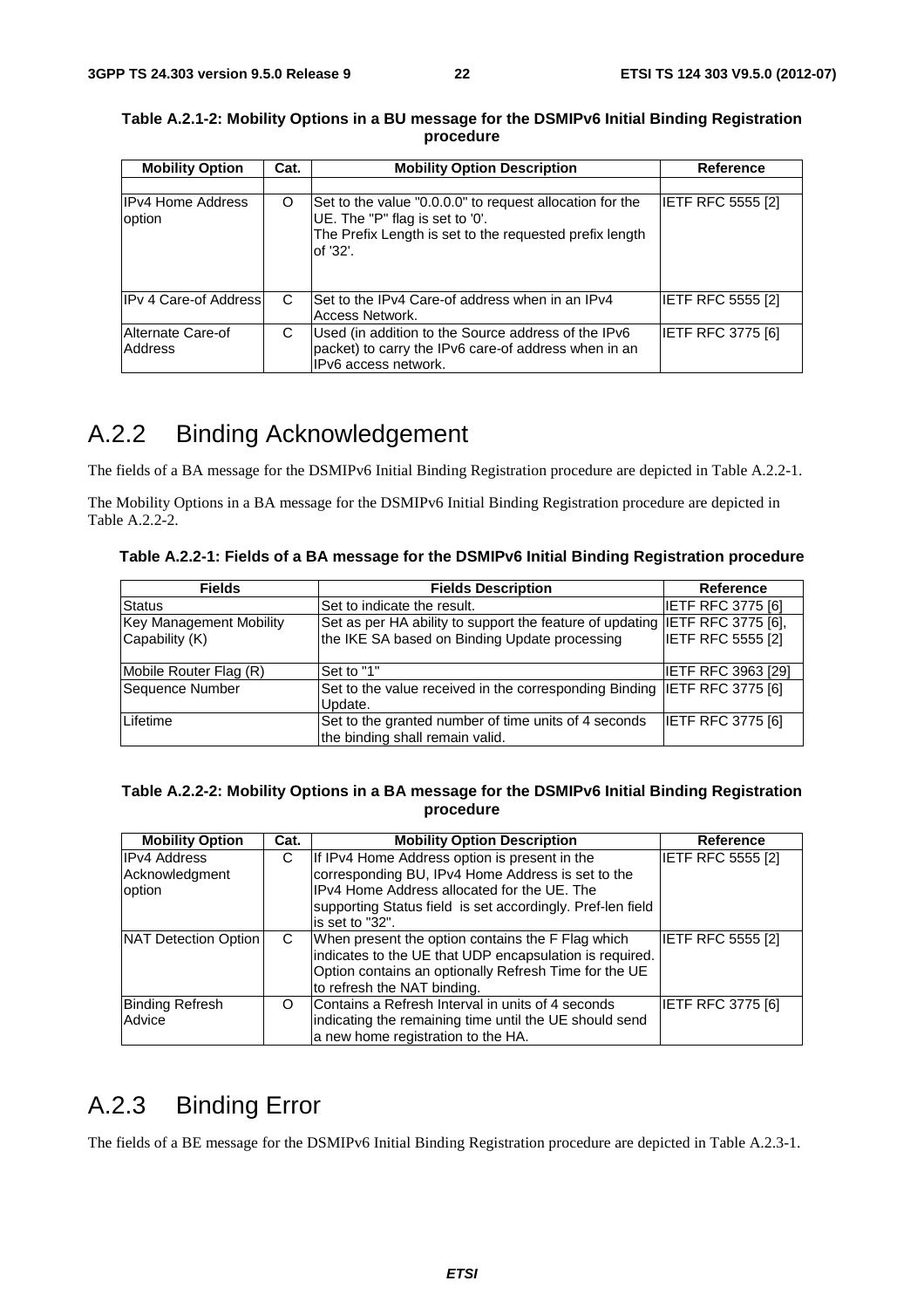**Table A.2.1-2: Mobility Options in a BU message for the DSMIPv6 Initial Binding Registration procedure**

| Mobility Option | Cat. | Mobility Option Description | Reference |
|---|---|---|---|
| | | | |
| IPv4 Home Address option | O | Set to the value "0.0.0.0" to request allocation for the UE. The "P" flag is set to '0'.<br>The Prefix Length is set to the requested prefix length of '32'. | IETF RFC 5555 [2] |
| IPv 4 Care-of Address | C | Set to the IPv4 Care-of address when in an IPv4 Access Network. | IETF RFC 5555 [2] |
| Alternate Care-of Address | C | Used (in addition to the Source address of the IPv6 packet) to carry the IPv6 care-of address when in an IPv6 access network. | IETF RFC 3775 [6] |

## A.2.2 Binding Acknowledgement

The fields of a BA message for the DSMIPv6 Initial Binding Registration procedure are depicted in Table A.2.2-1.

The Mobility Options in a BA message for the DSMIPv6 Initial Binding Registration procedure are depicted in Table A.2.2-2.

**Table A.2.2-1: Fields of a BA message for the DSMIPv6 Initial Binding Registration procedure**

| Fields | Fields Description | Reference |
|---|---|---|
| Status | Set to indicate the result. | IETF RFC 3775 [6] |
| Key Management Mobility Capability (K) | Set as per HA ability to support the feature of updating the IKE SA based on Binding Update processing | IETF RFC 3775 [6], IETF RFC 5555 [2] |
| Mobile Router Flag (R) | Set to "1" | IETF RFC 3963 [29] |
| Sequence Number | Set to the value received in the corresponding Binding Update. | IETF RFC 3775 [6] |
| Lifetime | Set to the granted number of time units of 4 seconds the binding shall remain valid. | IETF RFC 3775 [6] |

**Table A.2.2-2: Mobility Options in a BA message for the DSMIPv6 Initial Binding Registration procedure**

| Mobility Option | Cat. | Mobility Option Description | Reference |
|---|---|---|---|
| IPv4 Address Acknowledgment option | C | If IPv4 Home Address option is present in the corresponding BU, IPv4 Home Address is set to the IPv4 Home Address allocated for the UE. The supporting Status field is set accordingly. Pref-len field is set to "32". | IETF RFC 5555 [2] |
| NAT Detection Option | C | When present the option contains the F Flag which indicates to the UE that UDP encapsulation is required. Option contains an optionally Refresh Time for the UE to refresh the NAT binding. | IETF RFC 5555 [2] |
| Binding Refresh Advice | O | Contains a Refresh Interval in units of 4 seconds indicating the remaining time until the UE should send a new home registration to the HA. | IETF RFC 3775 [6] |

## A.2.3 Binding Error

The fields of a BE message for the DSMIPv6 Initial Binding Registration procedure are depicted in Table A.2.3-1.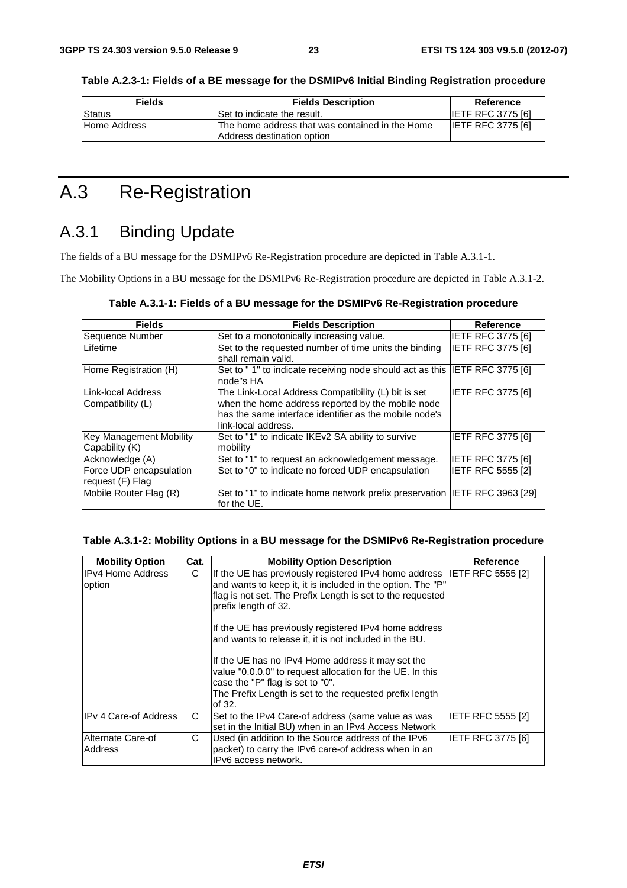**Table A.2.3-1: Fields of a BE message for the DSMIPv6 Initial Binding Registration procedure**

| Fields | Fields Description | Reference |
|---|---|---|
| Status | Set to indicate the result. | IETF RFC 3775 [6] |
| Home Address | The home address that was contained in the Home Address destination option | IETF RFC 3775 [6] |

# A.3 Re-Registration

## A.3.1 Binding Update

The fields of a BU message for the DSMIPv6 Re-Registration procedure are depicted in Table A.3.1-1.

The Mobility Options in a BU message for the DSMIPv6 Re-Registration procedure are depicted in Table A.3.1-2.

**Table A.3.1-1: Fields of a BU message for the DSMIPv6 Re-Registration procedure**

| Fields | Fields Description | Reference |
|---|---|---|
| Sequence Number | Set to a monotonically increasing value. | IETF RFC 3775 [6] |
| Lifetime | Set to the requested number of time units the binding shall remain valid. | IETF RFC 3775 [6] |
| Home Registration (H) | Set to " 1" to indicate receiving node should act as this node"s HA | IETF RFC 3775 [6] |
| Link-local Address Compatibility (L) | The Link-Local Address Compatibility (L) bit is set when the home address reported by the mobile node has the same interface identifier as the mobile node's link-local address. | IETF RFC 3775 [6] |
| Key Management Mobility Capability (K) | Set to "1" to indicate IKEv2 SA ability to survive mobility | IETF RFC 3775 [6] |
| Acknowledge (A) | Set to "1" to request an acknowledgement message. | IETF RFC 3775 [6] |
| Force UDP encapsulation request (F) Flag | Set to "0" to indicate no forced UDP encapsulation | IETF RFC 5555 [2] |
| Mobile Router Flag (R) | Set to "1" to indicate home network prefix preservation for the UE. | IETF RFC 3963 [29] |

**Table A.3.1-2: Mobility Options in a BU message for the DSMIPv6 Re-Registration procedure**

| Mobility Option | Cat. | Mobility Option Description | Reference |
|---|---|---|---|
| IPv4 Home Address option | C | If the UE has previously registered IPv4 home address and wants to keep it, it is included in the option. The "P" flag is not set. The Prefix Length is set to the requested prefix length of 32.<br><br>If the UE has previously registered IPv4 home address and wants to release it, it is not included in the BU.<br><br>If the UE has no IPv4 Home address it may set the value "0.0.0.0" to request allocation for the UE. In this case the "P" flag is set to "0".<br>The Prefix Length is set to the requested prefix length of 32. | IETF RFC 5555 [2] |
| IPv 4 Care-of Address | C | Set to the IPv4 Care-of address (same value as was set in the Initial BU) when in an IPv4 Access Network | IETF RFC 5555 [2] |
| Alternate Care-of Address | C | Used (in addition to the Source address of the IPv6 packet) to carry the IPv6 care-of address when in an IPv6 access network. | IETF RFC 3775 [6] |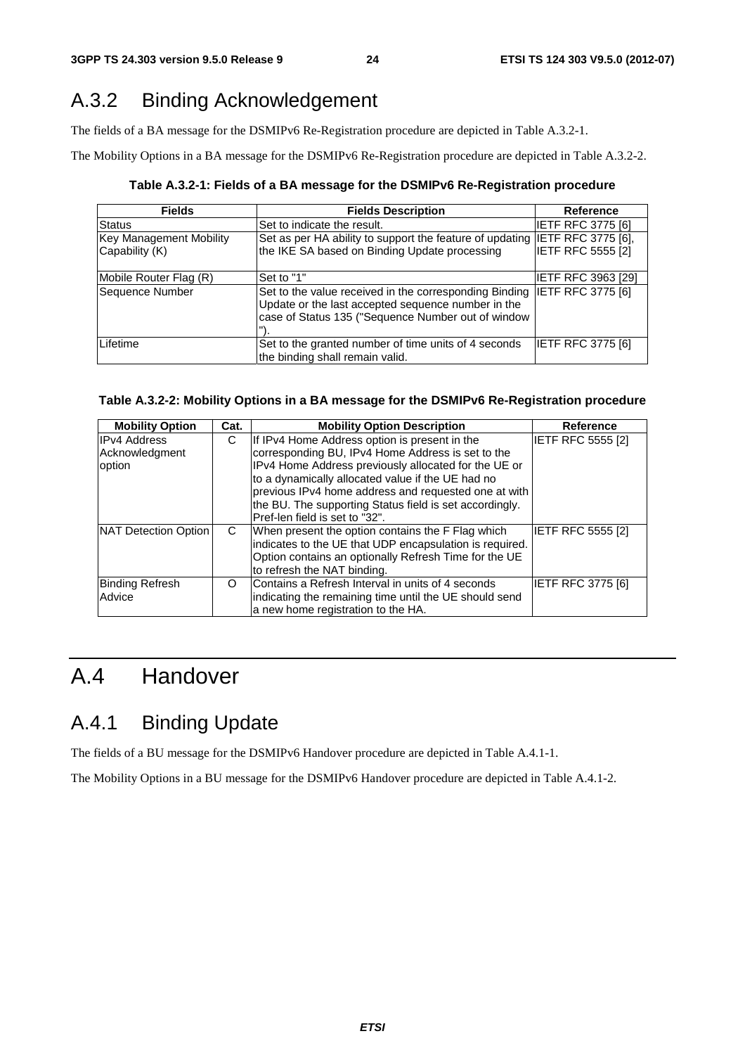## A.3.2 Binding Acknowledgement

The fields of a BA message for the DSMIPv6 Re-Registration procedure are depicted in Table A.3.2-1.

The Mobility Options in a BA message for the DSMIPv6 Re-Registration procedure are depicted in Table A.3.2-2.

**Table A.3.2-1: Fields of a BA message for the DSMIPv6 Re-Registration procedure**

| Fields | Fields Description | Reference |
|---|---|---|
| Status | Set to indicate the result. | IETF RFC 3775 [6] |
| Key Management Mobility Capability (K) | Set as per HA ability to support the feature of updating the IKE SA based on Binding Update processing | IETF RFC 3775 [6], IETF RFC 5555 [2] |
| Mobile Router Flag (R) | Set to "1" | IETF RFC 3963 [29] |
| Sequence Number | Set to the value received in the corresponding Binding Update or the last accepted sequence number in the case of Status 135 ("Sequence Number out of window "). | IETF RFC 3775 [6] |
| Lifetime | Set to the granted number of time units of 4 seconds the binding shall remain valid. | IETF RFC 3775 [6] |

**Table A.3.2-2: Mobility Options in a BA message for the DSMIPv6 Re-Registration procedure**

| Mobility Option | Cat. | Mobility Option Description | Reference |
|---|---|---|---|
| IPv4 Address Acknowledgment option | C | If IPv4 Home Address option is present in the corresponding BU, IPv4 Home Address is set to the IPv4 Home Address previously allocated for the UE or to a dynamically allocated value if the UE had no previous IPv4 home address and requested one at with the BU. The supporting Status field is set accordingly. Pref-len field is set to "32". | IETF RFC 5555 [2] |
| NAT Detection Option | C | When present the option contains the F Flag which indicates to the UE that UDP encapsulation is required. Option contains an optionally Refresh Time for the UE to refresh the NAT binding. | IETF RFC 5555 [2] |
| Binding Refresh Advice | O | Contains a Refresh Interval in units of 4 seconds indicating the remaining time until the UE should send a new home registration to the HA. | IETF RFC 3775 [6] |

# A.4 Handover

## A.4.1 Binding Update

The fields of a BU message for the DSMIPv6 Handover procedure are depicted in Table A.4.1-1.

The Mobility Options in a BU message for the DSMIPv6 Handover procedure are depicted in Table A.4.1-2.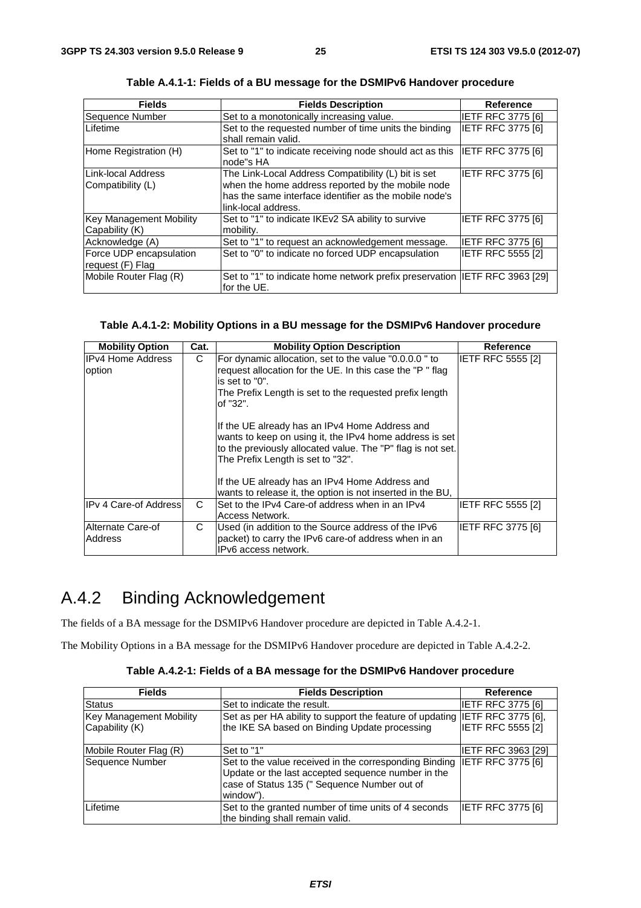**Table A.4.1-1: Fields of a BU message for the DSMIPv6 Handover procedure**

| Fields | Fields Description | Reference |
| --- | --- | --- |
| Sequence Number | Set to a monotonically increasing value. | IETF RFC 3775 [6] |
| Lifetime | Set to the requested number of time units the binding shall remain valid. | IETF RFC 3775 [6] |
| Home Registration (H) | Set to "1" to indicate receiving node should act as this node"s HA | IETF RFC 3775 [6] |
| Link-local Address Compatibility (L) | The Link-Local Address Compatibility (L) bit is set when the home address reported by the mobile node has the same interface identifier as the mobile node's link-local address. | IETF RFC 3775 [6] |
| Key Management Mobility Capability (K) | Set to "1" to indicate IKEv2 SA ability to survive mobility. | IETF RFC 3775 [6] |
| Acknowledge (A) | Set to "1" to request an acknowledgement message. | IETF RFC 3775 [6] |
| Force UDP encapsulation request (F) Flag | Set to "0" to indicate no forced UDP encapsulation | IETF RFC 5555 [2] |
| Mobile Router Flag (R) | Set to "1" to indicate home network prefix preservation for the UE. | IETF RFC 3963 [29] |

**Table A.4.1-2: Mobility Options in a BU message for the DSMIPv6 Handover procedure**

| Mobility Option | Cat. | Mobility Option Description | Reference |
| --- | --- | --- | --- |
| IPv4 Home Address option | C | For dynamic allocation, set to the value "0.0.0.0 " to request allocation for the UE. In this case the "P " flag is set to "0".<br>The Prefix Length is set to the requested prefix length of "32".<br><br>If the UE already has an IPv4 Home Address and wants to keep on using it, the IPv4 home address is set to the previously allocated value. The "P" flag is not set. The Prefix Length is set to "32".<br><br>If the UE already has an IPv4 Home Address and wants to release it, the option is not inserted in the BU, | IETF RFC 5555 [2] |
| IPv 4 Care-of Address | C | Set to the IPv4 Care-of address when in an IPv4 Access Network. | IETF RFC 5555 [2] |
| Alternate Care-of Address | C | Used (in addition to the Source address of the IPv6 packet) to carry the IPv6 care-of address when in an IPv6 access network. | IETF RFC 3775 [6] |

# A.4.2 Binding Acknowledgement

The fields of a BA message for the DSMIPv6 Handover procedure are depicted in Table A.4.2-1.

The Mobility Options in a BA message for the DSMIPv6 Handover procedure are depicted in Table A.4.2-2.

**Table A.4.2-1: Fields of a BA message for the DSMIPv6 Handover procedure**

| Fields | Fields Description | Reference |
| --- | --- | --- |
| Status | Set to indicate the result. | IETF RFC 3775 [6] |
| Key Management Mobility Capability (K) | Set as per HA ability to support the feature of updating the IKE SA based on Binding Update processing | IETF RFC 3775 [6], IETF RFC 5555 [2] |
| Mobile Router Flag (R) | Set to "1" | IETF RFC 3963 [29] |
| Sequence Number | Set to the value received in the corresponding Binding Update or the last accepted sequence number in the case of Status 135 (" Sequence Number out of window"). | IETF RFC 3775 [6] |
| Lifetime | Set to the granted number of time units of 4 seconds the binding shall remain valid. | IETF RFC 3775 [6] |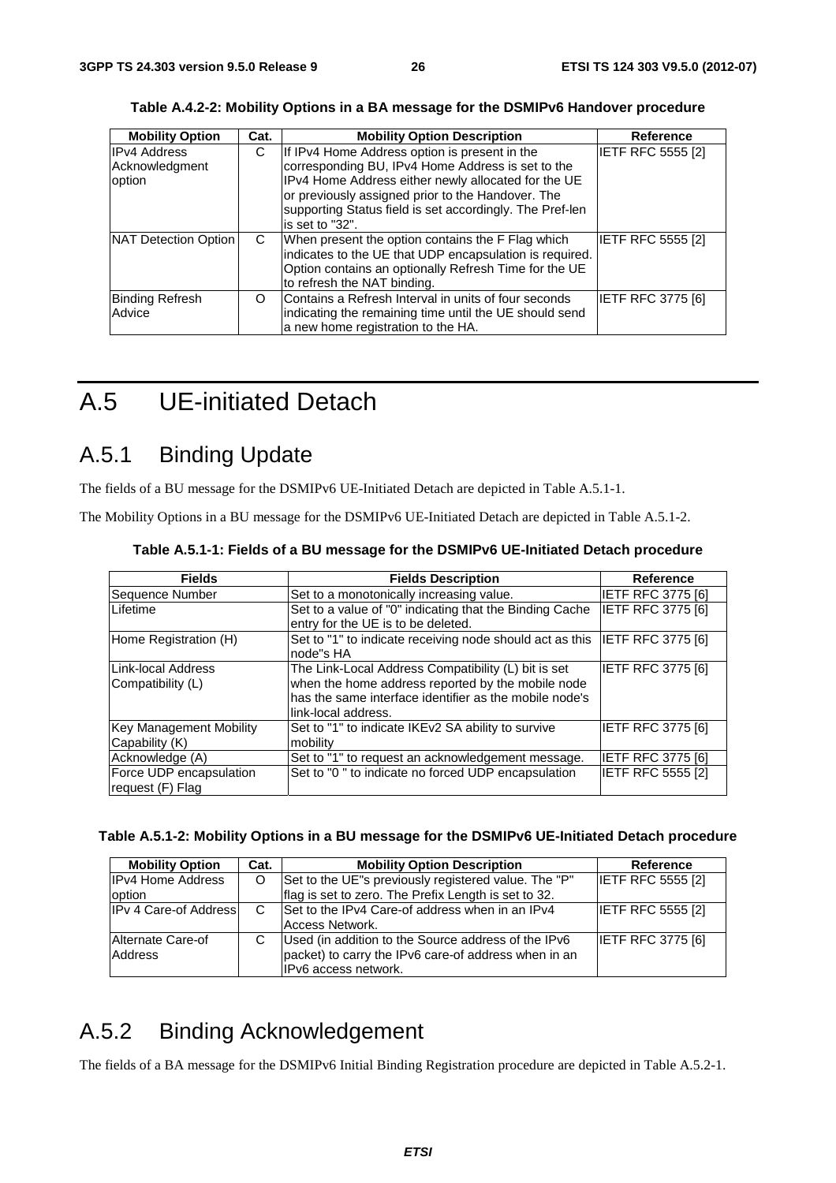**Table A.4.2-2: Mobility Options in a BA message for the DSMIPv6 Handover procedure**

| Mobility Option | Cat. | Mobility Option Description | Reference |
|---|---|---|---|
| IPv4 Address Acknowledgment option | C | If IPv4 Home Address option is present in the corresponding BU, IPv4 Home Address is set to the IPv4 Home Address either newly allocated for the UE or previously assigned prior to the Handover. The supporting Status field is set accordingly. The Pref-len is set to "32". | IETF RFC 5555 [2] |
| NAT Detection Option | C | When present the option contains the F Flag which indicates to the UE that UDP encapsulation is required. Option contains an optionally Refresh Time for the UE to refresh the NAT binding. | IETF RFC 5555 [2] |
| Binding Refresh Advice | O | Contains a Refresh Interval in units of four seconds indicating the remaining time until the UE should send a new home registration to the HA. | IETF RFC 3775 [6] |

# A.5 UE-initiated Detach

## A.5.1 Binding Update

The fields of a BU message for the DSMIPv6 UE-Initiated Detach are depicted in Table A.5.1-1.

The Mobility Options in a BU message for the DSMIPv6 UE-Initiated Detach are depicted in Table A.5.1-2.

**Table A.5.1-1: Fields of a BU message for the DSMIPv6 UE-Initiated Detach procedure**

| Fields | Fields Description | Reference |
|---|---|---|
| Sequence Number | Set to a monotonically increasing value. | IETF RFC 3775 [6] |
| Lifetime | Set to a value of "0" indicating that the Binding Cache entry for the UE is to be deleted. | IETF RFC 3775 [6] |
| Home Registration (H) | Set to "1" to indicate receiving node should act as this node"s HA | IETF RFC 3775 [6] |
| Link-local Address Compatibility (L) | The Link-Local Address Compatibility (L) bit is set when the home address reported by the mobile node has the same interface identifier as the mobile node's link-local address. | IETF RFC 3775 [6] |
| Key Management Mobility Capability (K) | Set to "1" to indicate IKEv2 SA ability to survive mobility | IETF RFC 3775 [6] |
| Acknowledge (A) | Set to "1" to request an acknowledgement message. | IETF RFC 3775 [6] |
| Force UDP encapsulation request (F) Flag | Set to "0 " to indicate no forced UDP encapsulation | IETF RFC 5555 [2] |

**Table A.5.1-2: Mobility Options in a BU message for the DSMIPv6 UE-Initiated Detach procedure**

| Mobility Option | Cat. | Mobility Option Description | Reference |
|---|---|---|---|
| IPv4 Home Address option | O | Set to the UE"s previously registered value. The "P" flag is set to zero. The Prefix Length is set to 32. | IETF RFC 5555 [2] |
| IPv 4 Care-of Address | C | Set to the IPv4 Care-of address when in an IPv4 Access Network. | IETF RFC 5555 [2] |
| Alternate Care-of Address | C | Used (in addition to the Source address of the IPv6 packet) to carry the IPv6 care-of address when in an IPv6 access network. | IETF RFC 3775 [6] |

## A.5.2 Binding Acknowledgement

The fields of a BA message for the DSMIPv6 Initial Binding Registration procedure are depicted in Table A.5.2-1.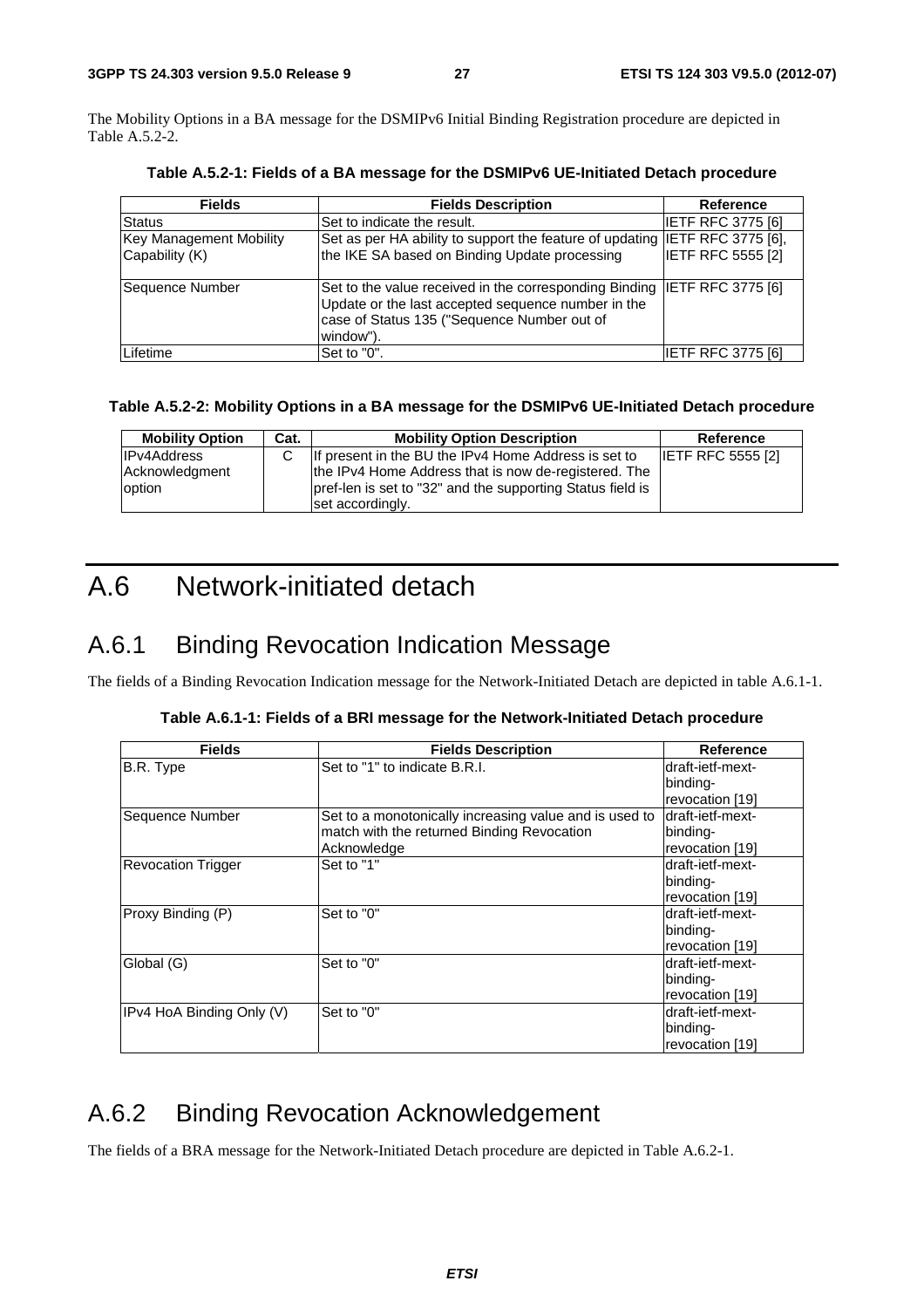The Mobility Options in a BA message for the DSMIPv6 Initial Binding Registration procedure are depicted in Table A.5.2-2.

**Table A.5.2-1: Fields of a BA message for the DSMIPv6 UE-Initiated Detach procedure**

| Fields | Fields Description | Reference |
|---|---|---|
| Status | Set to indicate the result. | IETF RFC 3775 [6] |
| Key Management Mobility Capability (K) | Set as per HA ability to support the feature of updating the IKE SA based on Binding Update processing | IETF RFC 3775 [6], IETF RFC 5555 [2] |
| Sequence Number | Set to the value received in the corresponding Binding Update or the last accepted sequence number in the case of Status 135 ("Sequence Number out of window"). | IETF RFC 3775 [6] |
| Lifetime | Set to "0". | IETF RFC 3775 [6] |

**Table A.5.2-2: Mobility Options in a BA message for the DSMIPv6 UE-Initiated Detach procedure**

| Mobility Option | Cat. | Mobility Option Description | Reference |
|---|---|---|---|
| IPv4Address Acknowledgment option | C | If present in the BU the IPv4 Home Address is set to the IPv4 Home Address that is now de-registered. The pref-len is set to "32" and the supporting Status field is set accordingly. | IETF RFC 5555 [2] |

# A.6 Network-initiated detach

## A.6.1 Binding Revocation Indication Message

The fields of a Binding Revocation Indication message for the Network-Initiated Detach are depicted in table A.6.1-1.

**Table A.6.1-1: Fields of a BRI message for the Network-Initiated Detach procedure**

| Fields | Fields Description | Reference |
|---|---|---|
| B.R. Type | Set to "1" to indicate B.R.I. | draft-ietf-mext-binding-revocation [19] |
| Sequence Number | Set to a monotonically increasing value and is used to match with the returned Binding Revocation Acknowledge | draft-ietf-mext-binding-revocation [19] |
| Revocation Trigger | Set to "1" | draft-ietf-mext-binding-revocation [19] |
| Proxy Binding (P) | Set to "0" | draft-ietf-mext-binding-revocation [19] |
| Global (G) | Set to "0" | draft-ietf-mext-binding-revocation [19] |
| IPv4 HoA Binding Only (V) | Set to "0" | draft-ietf-mext-binding-revocation [19] |

## A.6.2 Binding Revocation Acknowledgement

The fields of a BRA message for the Network-Initiated Detach procedure are depicted in Table A.6.2-1.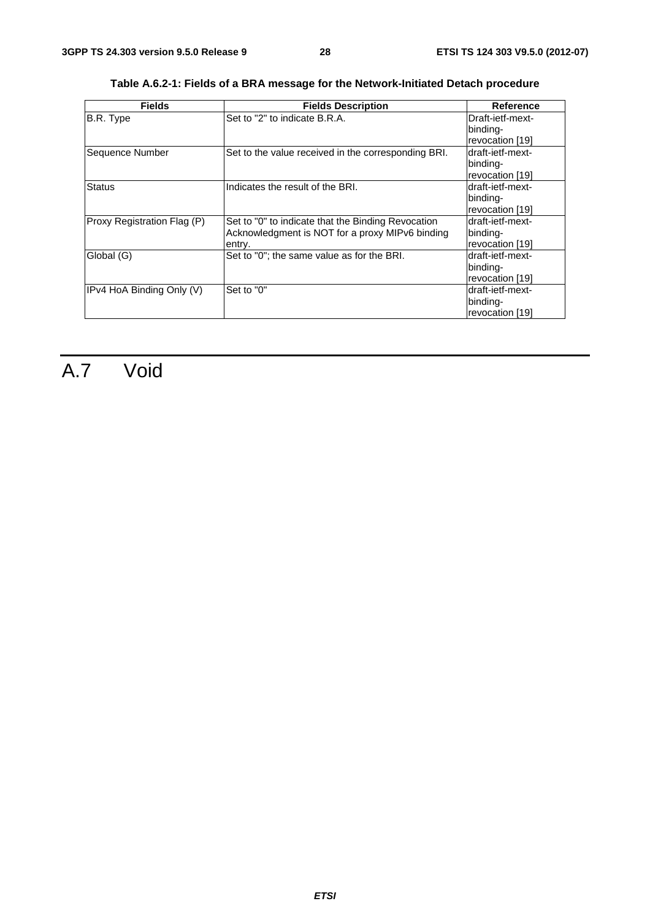**Table A.6.2-1: Fields of a BRA message for the Network-Initiated Detach procedure**

| Fields | Fields Description | Reference |
|---|---|---|
| B.R. Type | Set to "2" to indicate B.R.A. | Draft-ietf-mext-binding-revocation [19] |
| Sequence Number | Set to the value received in the corresponding BRI. | draft-ietf-mext-binding-revocation [19] |
| Status | Indicates the result of the BRI. | draft-ietf-mext-binding-revocation [19] |
| Proxy Registration Flag (P) | Set to "0" to indicate that the Binding Revocation Acknowledgment is NOT for a proxy MIPv6 binding entry. | draft-ietf-mext-binding-revocation [19] |
| Global (G) | Set to "0"; the same value as for the BRI. | draft-ietf-mext-binding-revocation [19] |
| IPv4 HoA Binding Only (V) | Set to "0" | draft-ietf-mext-binding-revocation [19] |

# A.7 Void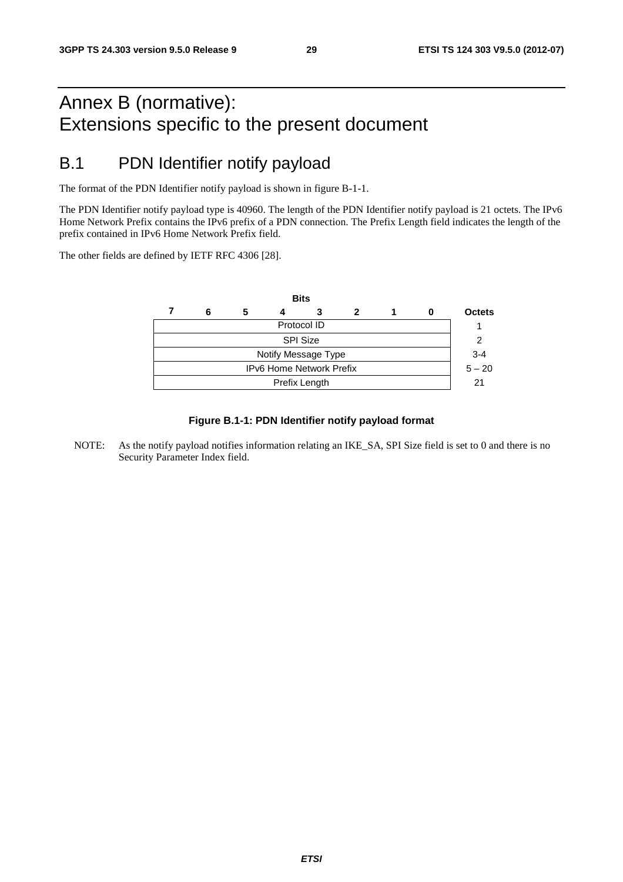# Annex B (normative): Extensions specific to the present document

## B.1 PDN Identifier notify payload

The format of the PDN Identifier notify payload is shown in figure B-1-1.

The PDN Identifier notify payload type is 40960. The length of the PDN Identifier notify payload is 21 octets. The IPv6 Home Network Prefix contains the IPv6 prefix of a PDN connection. The Prefix Length field indicates the length of the prefix contained in IPv6 Home Network Prefix field.

The other fields are defined by IETF RFC 4306 [28].

| Bits | | | | | | | | |
|---|---|---|---|---|---|---|---|---|
| 7 | 6 | 5 | 4 | 3 | 2 | 1 | 0 | Octets |
| Protocol ID | | | | | | | | 1 |
| SPI Size | | | | | | | | 2 |
| Notify Message Type | | | | | | | | 3-4 |
| IPv6 Home Network Prefix | | | | | | | | 5 – 20 |
| Prefix Length | | | | | | | | 21 |

**Figure B.1-1: PDN Identifier notify payload format**

NOTE: As the notify payload notifies information relating an IKE_SA, SPI Size field is set to 0 and there is no Security Parameter Index field.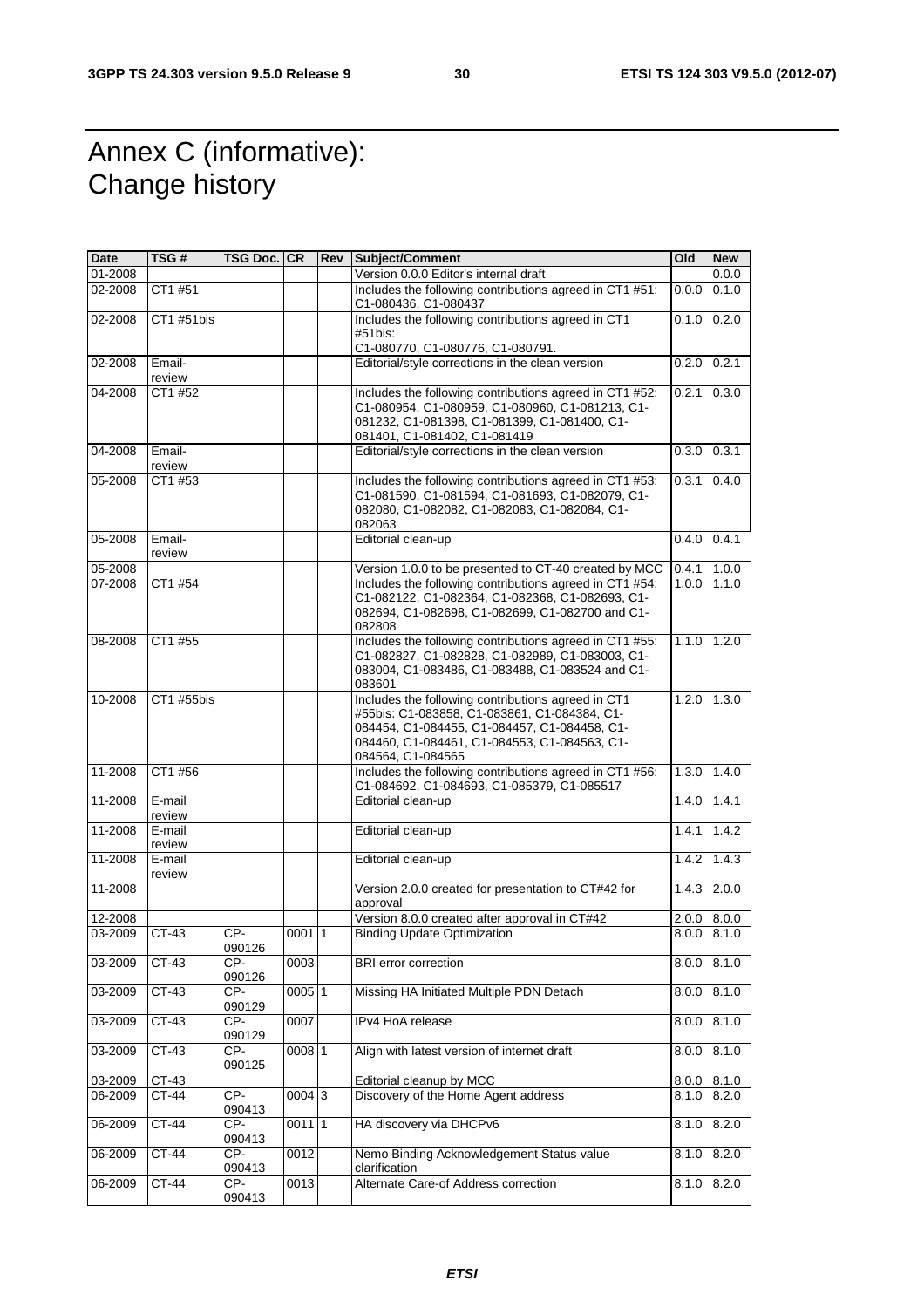# Annex C (informative): Change history

| Date | TSG # | TSG Doc. | CR | Rev | Subject/Comment | Old | New |
|---|---|---|---|---|---|---|---|
| 01-2008 | | | | | Version 0.0.0 Editor's internal draft | | 0.0.0 |
| 02-2008 | CT1 #51 | | | | Includes the following contributions agreed in CT1 #51: C1-080436, C1-080437 | 0.0.0 | 0.1.0 |
| 02-2008 | CT1 #51bis | | | | Includes the following contributions agreed in CT1 #51bis: C1-080770, C1-080776, C1-080791. | 0.1.0 | 0.2.0 |
| 02-2008 | Email-review | | | | Editorial/style corrections in the clean version | 0.2.0 | 0.2.1 |
| 04-2008 | CT1 #52 | | | | Includes the following contributions agreed in CT1 #52: C1-080954, C1-080959, C1-080960, C1-081213, C1-081232, C1-081398, C1-081399, C1-081400, C1-081401, C1-081402, C1-081419 | 0.2.1 | 0.3.0 |
| 04-2008 | Email-review | | | | Editorial/style corrections in the clean version | 0.3.0 | 0.3.1 |
| 05-2008 | CT1 #53 | | | | Includes the following contributions agreed in CT1 #53: C1-081590, C1-081594, C1-081693, C1-082079, C1-082080, C1-082082, C1-082083, C1-082084, C1-082063 | 0.3.1 | 0.4.0 |
| 05-2008 | Email-review | | | | Editorial clean-up | 0.4.0 | 0.4.1 |
| 05-2008 | | | | | Version 1.0.0 to be presented to CT-40 created by MCC | 0.4.1 | 1.0.0 |
| 07-2008 | CT1 #54 | | | | Includes the following contributions agreed in CT1 #54: C1-082122, C1-082364, C1-082368, C1-082693, C1-082694, C1-082698, C1-082699, C1-082700 and C1-082808 | 1.0.0 | 1.1.0 |
| 08-2008 | CT1 #55 | | | | Includes the following contributions agreed in CT1 #55: C1-082827, C1-082828, C1-082989, C1-083003, C1-083004, C1-083486, C1-083488, C1-083524 and C1-083601 | 1.1.0 | 1.2.0 |
| 10-2008 | CT1 #55bis | | | | Includes the following contributions agreed in CT1 #55bis: C1-083858, C1-083861, C1-084384, C1-084454, C1-084455, C1-084457, C1-084458, C1-084460, C1-084461, C1-084553, C1-084563, C1-084564, C1-084565 | 1.2.0 | 1.3.0 |
| 11-2008 | CT1 #56 | | | | Includes the following contributions agreed in CT1 #56: C1-084692, C1-084693, C1-085379, C1-085517 | 1.3.0 | 1.4.0 |
| 11-2008 | E-mail review | | | | Editorial clean-up | 1.4.0 | 1.4.1 |
| 11-2008 | E-mail review | | | | Editorial clean-up | 1.4.1 | 1.4.2 |
| 11-2008 | E-mail review | | | | Editorial clean-up | 1.4.2 | 1.4.3 |
| 11-2008 | | | | | Version 2.0.0 created for presentation to CT#42 for approval | 1.4.3 | 2.0.0 |
| 12-2008 | | | | | Version 8.0.0 created after approval in CT#42 | 2.0.0 | 8.0.0 |
| 03-2009 | CT-43 | CP-090126 | 0001 | 1 | Binding Update Optimization | 8.0.0 | 8.1.0 |
| 03-2009 | CT-43 | CP-090126 | 0003 | | BRI error correction | 8.0.0 | 8.1.0 |
| 03-2009 | CT-43 | CP-090129 | 0005 | 1 | Missing HA Initiated Multiple PDN Detach | 8.0.0 | 8.1.0 |
| 03-2009 | CT-43 | CP-090129 | 0007 | | IPv4 HoA release | 8.0.0 | 8.1.0 |
| 03-2009 | CT-43 | CP-090125 | 0008 | 1 | Align with latest version of internet draft | 8.0.0 | 8.1.0 |
| 03-2009 | CT-43 | | | | Editorial cleanup by MCC | 8.0.0 | 8.1.0 |
| 06-2009 | CT-44 | CP-090413 | 0004 | 3 | Discovery of the Home Agent address | 8.1.0 | 8.2.0 |
| 06-2009 | CT-44 | CP-090413 | 0011 | 1 | HA discovery via DHCPv6 | 8.1.0 | 8.2.0 |
| 06-2009 | CT-44 | CP-090413 | 0012 | | Nemo Binding Acknowledgement Status value clarification | 8.1.0 | 8.2.0 |
| 06-2009 | CT-44 | CP-090413 | 0013 | | Alternate Care-of Address correction | 8.1.0 | 8.2.0 |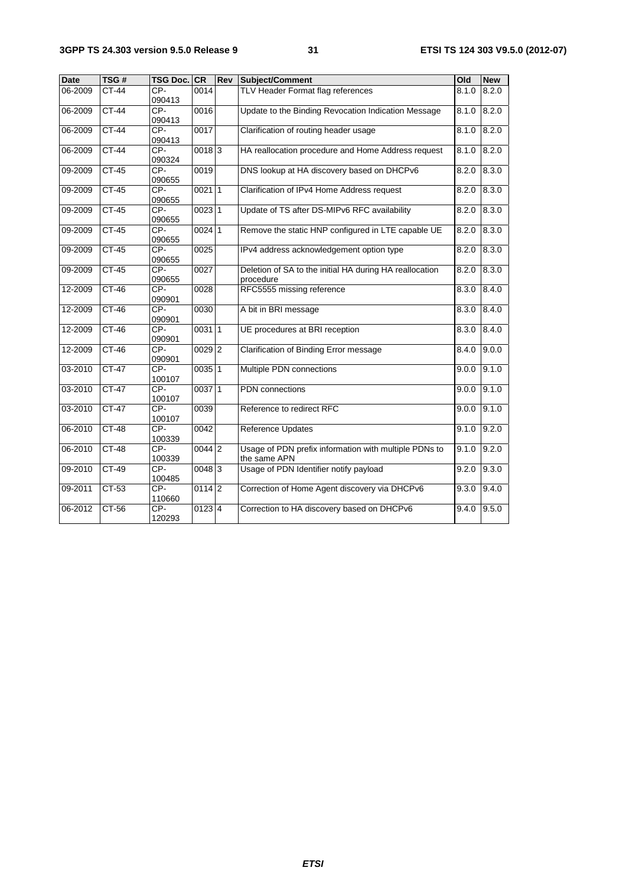| Date | TSG # | TSG Doc. | CR | Rev | Subject/Comment | Old | New |
|---|---|---|---|---|---|---|---|
| 06-2009 | CT-44 | CP-090413 | 0014 | | TLV Header Format flag references | 8.1.0 | 8.2.0 |
| 06-2009 | CT-44 | CP-090413 | 0016 | | Update to the Binding Revocation Indication Message | 8.1.0 | 8.2.0 |
| 06-2009 | CT-44 | CP-090413 | 0017 | | Clarification of routing header usage | 8.1.0 | 8.2.0 |
| 06-2009 | CT-44 | CP-090324 | 0018 | 3 | HA reallocation procedure and Home Address request | 8.1.0 | 8.2.0 |
| 09-2009 | CT-45 | CP-090655 | 0019 | | DNS lookup at HA discovery based on DHCPv6 | 8.2.0 | 8.3.0 |
| 09-2009 | CT-45 | CP-090655 | 0021 | 1 | Clarification of IPv4 Home Address request | 8.2.0 | 8.3.0 |
| 09-2009 | CT-45 | CP-090655 | 0023 | 1 | Update of TS after DS-MIPv6 RFC availability | 8.2.0 | 8.3.0 |
| 09-2009 | CT-45 | CP-090655 | 0024 | 1 | Remove the static HNP configured in LTE capable UE | 8.2.0 | 8.3.0 |
| 09-2009 | CT-45 | CP-090655 | 0025 | | IPv4 address acknowledgement option type | 8.2.0 | 8.3.0 |
| 09-2009 | CT-45 | CP-090655 | 0027 | | Deletion of SA to the initial HA during HA reallocation procedure | 8.2.0 | 8.3.0 |
| 12-2009 | CT-46 | CP-090901 | 0028 | | RFC5555 missing reference | 8.3.0 | 8.4.0 |
| 12-2009 | CT-46 | CP-090901 | 0030 | | A bit in BRI message | 8.3.0 | 8.4.0 |
| 12-2009 | CT-46 | CP-090901 | 0031 | 1 | UE procedures at BRI reception | 8.3.0 | 8.4.0 |
| 12-2009 | CT-46 | CP-090901 | 0029 | 2 | Clarification of Binding Error message | 8.4.0 | 9.0.0 |
| 03-2010 | CT-47 | CP-100107 | 0035 | 1 | Multiple PDN connections | 9.0.0 | 9.1.0 |
| 03-2010 | CT-47 | CP-100107 | 0037 | 1 | PDN connections | 9.0.0 | 9.1.0 |
| 03-2010 | CT-47 | CP-100107 | 0039 | | Reference to redirect RFC | 9.0.0 | 9.1.0 |
| 06-2010 | CT-48 | CP-100339 | 0042 | | Reference Updates | 9.1.0 | 9.2.0 |
| 06-2010 | CT-48 | CP-100339 | 0044 | 2 | Usage of PDN prefix information with multiple PDNs to the same APN | 9.1.0 | 9.2.0 |
| 09-2010 | CT-49 | CP-100485 | 0048 | 3 | Usage of PDN Identifier notify payload | 9.2.0 | 9.3.0 |
| 09-2011 | CT-53 | CP-110660 | 0114 | 2 | Correction of Home Agent discovery via DHCPv6 | 9.3.0 | 9.4.0 |
| 06-2012 | CT-56 | CP-120293 | 0123 | 4 | Correction to HA discovery based on DHCPv6 | 9.4.0 | 9.5.0 |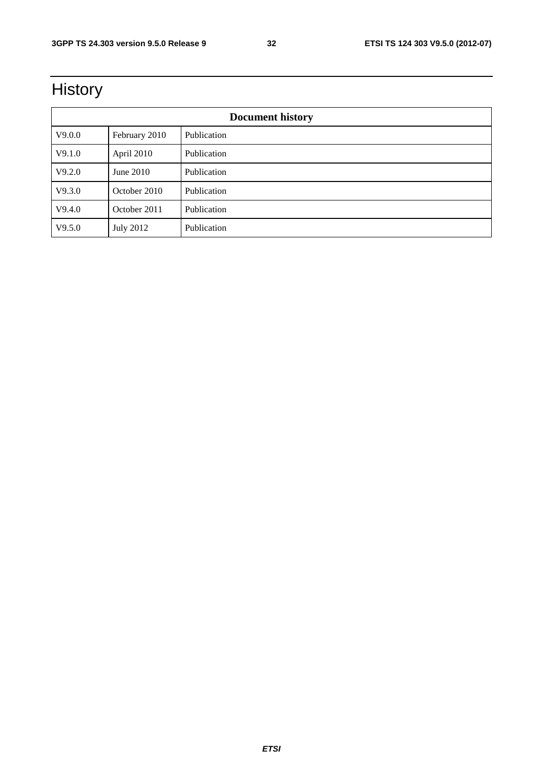# History

| Document history | | |
|---|---|---|
| V9.0.0 | February 2010 | Publication |
| V9.1.0 | April 2010 | Publication |
| V9.2.0 | June 2010 | Publication |
| V9.3.0 | October 2010 | Publication |
| V9.4.0 | October 2011 | Publication |
| V9.5.0 | July 2012 | Publication |